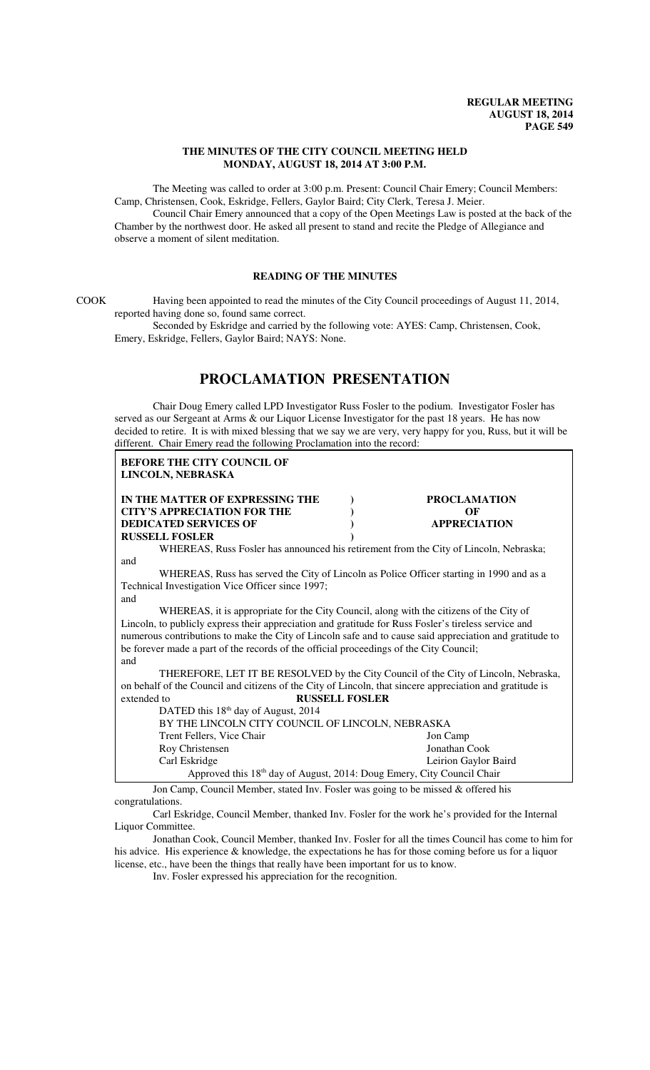# THE MINUTES OF THE CITY COUNCIL MEETING HELD MONDAY, AUGUST 18, 2014 AT 3:00 P.M.

The Meeting was called to order at 3:00 p.m. Present: Council Chair Emery; Council Members: Camp, Christensen, Cook, Eskridge, Fellers, Gaylor Baird; City Clerk, Teresa J. Meier.

Council Chair Emery announced that a copy of the Open Meetings Law is posted at the back of the Chamber by the northwest door. He asked all present to stand and recite the Pledge of Allegiance and observe a moment of silent meditation.

## READING OF THE MINUTES

COOK Having been appointed to read the minutes of the City Council proceedings of August 11, 2014, reported having done so, found same correct.

Seconded by Eskridge and carried by the following vote: AYES: Camp, Christensen, Cook, Emery, Eskridge, Fellers, Gaylor Baird; NAYS: None.

# PROCLAMATION PRESENTATION

Chair Doug Emery called LPD Investigator Russ Fosler to the podium. Investigator Fosler has served as our Sergeant at Arms & our Liquor License Investigator for the past 18 years. He has now decided to retire. It is with mixed blessing that we say we are very, very happy for you, Russ, but it will be different. Chair Emery read the following Proclamation into the record:

**BEFORE THE CITY COUNCIL OF LINCOLN, NEBRASKA**

**IN THE MATTER OF EXPRESSING THE CITY'S APPRECIATION FOR THE DEDICATED SERVICES OF RUSSELL FOSLER** ) **PROCLAMATION OF APPRECIATION**

WHEREAS, Russ Fosler has announced his retirement from the City of Lincoln, Nebraska; and

WHEREAS, Russ has served the City of Lincoln as Police Officer starting in 1990 and as a Technical Investigation Vice Officer since 1997; and

WHEREAS, it is appropriate for the City Council, along with the citizens of the City of Lincoln, to publicly express their appreciation and gratitude for Russ Fosler's tireless service and numerous contributions to make the City of Lincoln safe and to cause said appreciation and gratitude to be forever made a part of the records of the official proceedings of the City Council; and

THEREFORE, LET IT BE RESOLVED by the City Council of the City of Lincoln, Nebraska, on behalf of the Council and citizens of the City of Lincoln, that sincere appreciation and gratitude is extended to **RUSSELL FOSLER**

DATED this 18th day of August, 2014

BY THE LINCOLN CITY COUNCIL OF LINCOLN, NEBRASKA

| | |
|---|---|
| Trent Fellers, Vice Chair | Jon Camp |
| Roy Christensen | Jonathan Cook |
| Carl Eskridge | Leirion Gaylor Baird |

Approved this 18th day of August, 2014: Doug Emery, City Council Chair

Jon Camp, Council Member, stated Inv. Fosler was going to be missed & offered his congratulations.

Carl Eskridge, Council Member, thanked Inv. Fosler for the work he's provided for the Internal Liquor Committee.

Jonathan Cook, Council Member, thanked Inv. Fosler for all the times Council has come to him for his advice. His experience & knowledge, the expectations he has for those coming before us for a liquor license, etc., have been the things that really have been important for us to know.

Inv. Fosler expressed his appreciation for the recognition.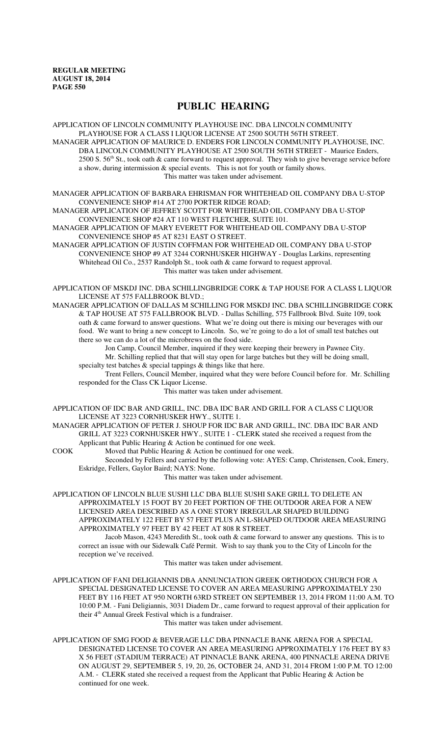# PUBLIC HEARING

APPLICATION OF LINCOLN COMMUNITY PLAYHOUSE INC. DBA LINCOLN COMMUNITY PLAYHOUSE FOR A CLASS I LIQUOR LICENSE AT 2500 SOUTH 56TH STREET.

MANAGER APPLICATION OF MAURICE D. ENDERS FOR LINCOLN COMMUNITY PLAYHOUSE, INC. DBA LINCOLN COMMUNITY PLAYHOUSE AT 2500 SOUTH 56TH STREET - Maurice Enders, 2500 S. 56th St., took oath & came forward to request approval. They wish to give beverage service before a show, during intermission & special events. This is not for youth or family shows.

This matter was taken under advisement.

MANAGER APPLICATION OF BARBARA EHRISMAN FOR WHITEHEAD OIL COMPANY DBA U-STOP CONVENIENCE SHOP #14 AT 2700 PORTER RIDGE ROAD;

MANAGER APPLICATION OF JEFFREY SCOTT FOR WHITEHEAD OIL COMPANY DBA U-STOP CONVENIENCE SHOP #24 AT 110 WEST FLETCHER, SUITE 101.

MANAGER APPLICATION OF MARY EVERETT FOR WHITEHEAD OIL COMPANY DBA U-STOP CONVENIENCE SHOP #5 AT 8231 EAST O STREET.

MANAGER APPLICATION OF JUSTIN COFFMAN FOR WHITEHEAD OIL COMPANY DBA U-STOP CONVENIENCE SHOP #9 AT 3244 CORNHUSKER HIGHWAY - Douglas Larkins, representing Whitehead Oil Co., 2537 Randolph St., took oath & came forward to request approval.

This matter was taken under advisement.

APPLICATION OF MSKDJ INC. DBA SCHILLINGBRIDGE CORK & TAP HOUSE FOR A CLASS L LIQUOR LICENSE AT 575 FALLBROOK BLVD.;

MANAGER APPLICATION OF DALLAS M SCHILLING FOR MSKDJ INC. DBA SCHILLINGBRIDGE CORK & TAP HOUSE AT 575 FALLBROOK BLVD. - Dallas Schilling, 575 Fallbrook Blvd. Suite 109, took oath & came forward to answer questions. What we're doing out there is mixing our beverages with our food. We want to bring a new concept to Lincoln. So, we're going to do a lot of small test batches out there so we can do a lot of the microbrews on the food side.

Jon Camp, Council Member, inquired if they were keeping their brewery in Pawnee City.

Mr. Schilling replied that that will stay open for large batches but they will be doing small, specialty test batches & special tappings & things like that here.

Trent Fellers, Council Member, inquired what they were before Council before for. Mr. Schilling responded for the Class CK Liquor License.

This matter was taken under advisement.

APPLICATION OF IDC BAR AND GRILL, INC. DBA IDC BAR AND GRILL FOR A CLASS C LIQUOR LICENSE AT 3223 CORNHUSKER HWY., SUITE 1.

MANAGER APPLICATION OF PETER J. SHOUP FOR IDC BAR AND GRILL, INC. DBA IDC BAR AND GRILL AT 3223 CORNHUSKER HWY., SUITE 1 - CLERK stated she received a request from the Applicant that Public Hearing & Action be continued for one week.

COOK Moved that Public Hearing & Action be continued for one week.

Seconded by Fellers and carried by the following vote: AYES: Camp, Christensen, Cook, Emery, Eskridge, Fellers, Gaylor Baird; NAYS: None.

This matter was taken under advisement.

APPLICATION OF LINCOLN BLUE SUSHI LLC DBA BLUE SUSHI SAKE GRILL TO DELETE AN APPROXIMATELY 15 FOOT BY 20 FEET PORTION OF THE OUTDOOR AREA FOR A NEW LICENSED AREA DESCRIBED AS A ONE STORY IRREGULAR SHAPED BUILDING APPROXIMATELY 122 FEET BY 57 FEET PLUS AN L-SHAPED OUTDOOR AREA MEASURING APPROXIMATELY 97 FEET BY 42 FEET AT 808 R STREET.

Jacob Mason, 4243 Meredith St., took oath & came forward to answer any questions. This is to correct an issue with our Sidewalk Café Permit. Wish to say thank you to the City of Lincoln for the reception we've received.

This matter was taken under advisement.

APPLICATION OF FANI DELIGIANNIS DBA ANNUNCIATION GREEK ORTHODOX CHURCH FOR A SPECIAL DESIGNATED LICENSE TO COVER AN AREA MEASURING APPROXIMATELY 230 FEET BY 116 FEET AT 950 NORTH 63RD STREET ON SEPTEMBER 13, 2014 FROM 11:00 A.M. TO 10:00 P.M. - Fani Deligiannis, 3031 Diadem Dr., came forward to request approval of their application for their 4th Annual Greek Festival which is a fundraiser.

This matter was taken under advisement.

APPLICATION OF SMG FOOD & BEVERAGE LLC DBA PINNACLE BANK ARENA FOR A SPECIAL DESIGNATED LICENSE TO COVER AN AREA MEASURING APPROXIMATELY 176 FEET BY 83 X 56 FEET (STADIUM TERRACE) AT PINNACLE BANK ARENA, 400 PINNACLE ARENA DRIVE ON AUGUST 29, SEPTEMBER 5, 19, 20, 26, OCTOBER 24, AND 31, 2014 FROM 1:00 P.M. TO 12:00 A.M. - CLERK stated she received a request from the Applicant that Public Hearing & Action be continued for one week.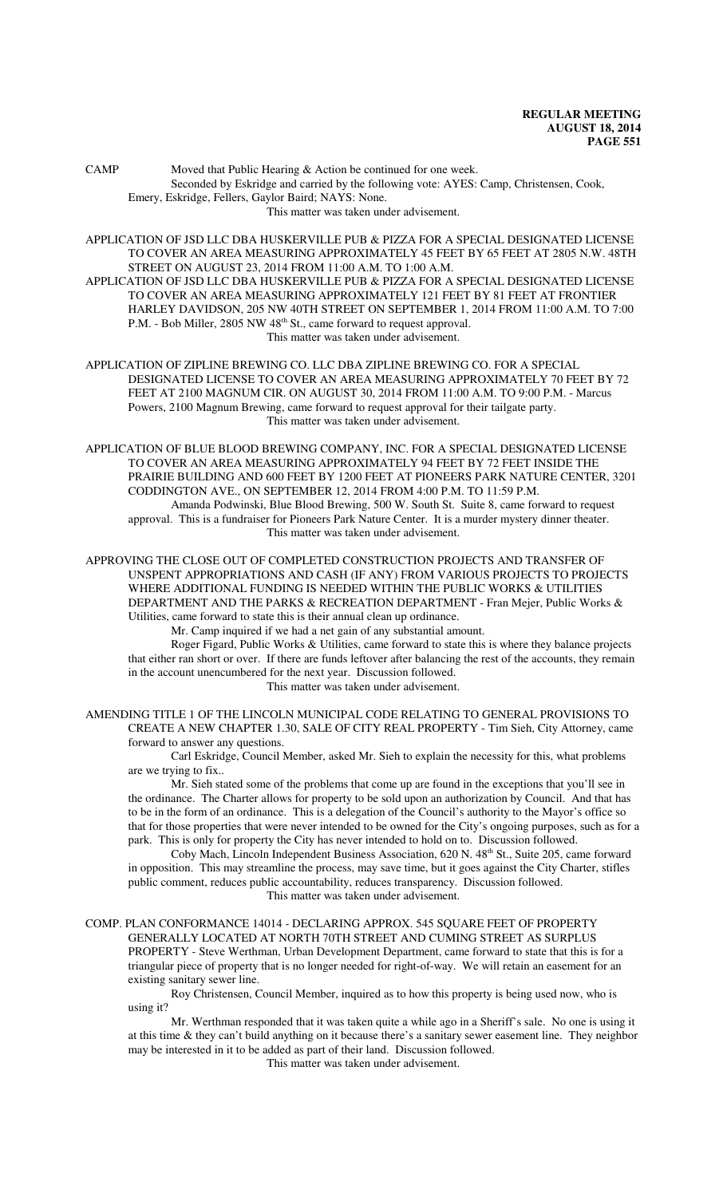CAMP Moved that Public Hearing & Action be continued for one week.

Seconded by Eskridge and carried by the following vote: AYES: Camp, Christensen, Cook, Emery, Eskridge, Fellers, Gaylor Baird; NAYS: None.

This matter was taken under advisement.

APPLICATION OF JSD LLC DBA HUSKERVILLE PUB & PIZZA FOR A SPECIAL DESIGNATED LICENSE TO COVER AN AREA MEASURING APPROXIMATELY 45 FEET BY 65 FEET AT 2805 N.W. 48TH STREET ON AUGUST 23, 2014 FROM 11:00 A.M. TO 1:00 A.M.

APPLICATION OF JSD LLC DBA HUSKERVILLE PUB & PIZZA FOR A SPECIAL DESIGNATED LICENSE TO COVER AN AREA MEASURING APPROXIMATELY 121 FEET BY 81 FEET AT FRONTIER HARLEY DAVIDSON, 205 NW 40TH STREET ON SEPTEMBER 1, 2014 FROM 11:00 A.M. TO 7:00 P.M. - Bob Miller, 2805 NW 48th St., came forward to request approval.

This matter was taken under advisement.

APPLICATION OF ZIPLINE BREWING CO. LLC DBA ZIPLINE BREWING CO. FOR A SPECIAL DESIGNATED LICENSE TO COVER AN AREA MEASURING APPROXIMATELY 70 FEET BY 72 FEET AT 2100 MAGNUM CIR. ON AUGUST 30, 2014 FROM 11:00 A.M. TO 9:00 P.M. - Marcus Powers, 2100 Magnum Brewing, came forward to request approval for their tailgate party.

This matter was taken under advisement.

APPLICATION OF BLUE BLOOD BREWING COMPANY, INC. FOR A SPECIAL DESIGNATED LICENSE TO COVER AN AREA MEASURING APPROXIMATELY 94 FEET BY 72 FEET INSIDE THE PRAIRIE BUILDING AND 600 FEET BY 1200 FEET AT PIONEERS PARK NATURE CENTER, 3201 CODDINGTON AVE., ON SEPTEMBER 12, 2014 FROM 4:00 P.M. TO 11:59 P.M.

Amanda Podwinski, Blue Blood Brewing, 500 W. South St. Suite 8, came forward to request approval. This is a fundraiser for Pioneers Park Nature Center. It is a murder mystery dinner theater.

This matter was taken under advisement.

APPROVING THE CLOSE OUT OF COMPLETED CONSTRUCTION PROJECTS AND TRANSFER OF UNSPENT APPROPRIATIONS AND CASH (IF ANY) FROM VARIOUS PROJECTS TO PROJECTS WHERE ADDITIONAL FUNDING IS NEEDED WITHIN THE PUBLIC WORKS & UTILITIES DEPARTMENT AND THE PARKS & RECREATION DEPARTMENT - Fran Mejer, Public Works & Utilities, came forward to state this is their annual clean up ordinance.

Mr. Camp inquired if we had a net gain of any substantial amount.

Roger Figard, Public Works & Utilities, came forward to state this is where they balance projects that either ran short or over. If there are funds leftover after balancing the rest of the accounts, they remain in the account unencumbered for the next year. Discussion followed.

This matter was taken under advisement.

AMENDING TITLE 1 OF THE LINCOLN MUNICIPAL CODE RELATING TO GENERAL PROVISIONS TO CREATE A NEW CHAPTER 1.30, SALE OF CITY REAL PROPERTY - Tim Sieh, City Attorney, came forward to answer any questions.

Carl Eskridge, Council Member, asked Mr. Sieh to explain the necessity for this, what problems are we trying to fix..

Mr. Sieh stated some of the problems that come up are found in the exceptions that you'll see in the ordinance. The Charter allows for property to be sold upon an authorization by Council. And that has to be in the form of an ordinance. This is a delegation of the Council's authority to the Mayor's office so that for those properties that were never intended to be owned for the City's ongoing purposes, such as for a park. This is only for property the City has never intended to hold on to. Discussion followed.

Coby Mach, Lincoln Independent Business Association, 620 N. 48th St., Suite 205, came forward in opposition. This may streamline the process, may save time, but it goes against the City Charter, stifles public comment, reduces public accountability, reduces transparency. Discussion followed.

This matter was taken under advisement.

COMP. PLAN CONFORMANCE 14014 - DECLARING APPROX. 545 SQUARE FEET OF PROPERTY GENERALLY LOCATED AT NORTH 70TH STREET AND CUMING STREET AS SURPLUS PROPERTY - Steve Werthman, Urban Development Department, came forward to state that this is for a triangular piece of property that is no longer needed for right-of-way. We will retain an easement for an existing sanitary sewer line.

Roy Christensen, Council Member, inquired as to how this property is being used now, who is using it?

Mr. Werthman responded that it was taken quite a while ago in a Sheriff's sale. No one is using it at this time & they can't build anything on it because there's a sanitary sewer easement line. They neighbor may be interested in it to be added as part of their land. Discussion followed.

This matter was taken under advisement.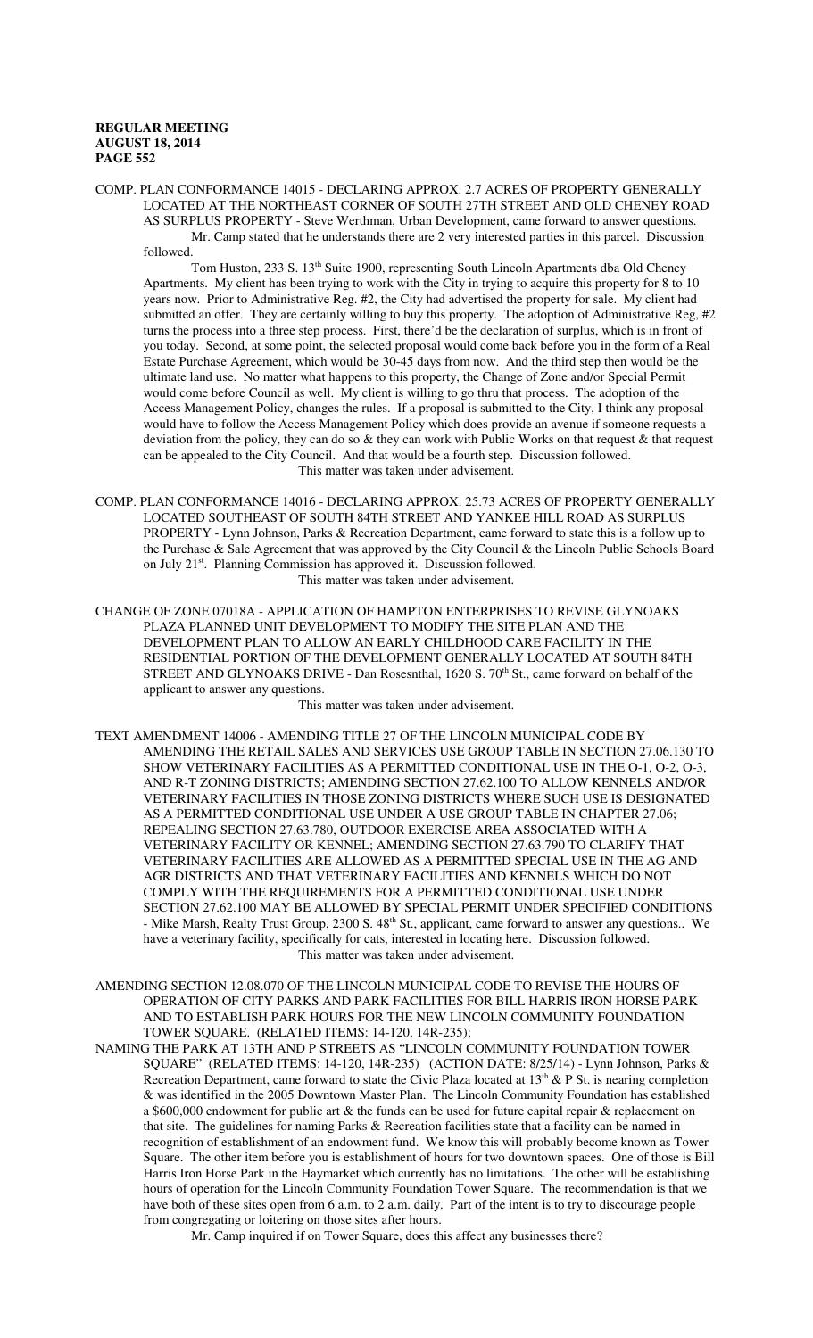COMP. PLAN CONFORMANCE 14015 - DECLARING APPROX. 2.7 ACRES OF PROPERTY GENERALLY LOCATED AT THE NORTHEAST CORNER OF SOUTH 27TH STREET AND OLD CHENEY ROAD AS SURPLUS PROPERTY - Steve Werthman, Urban Development, came forward to answer questions.

Mr. Camp stated that he understands there are 2 very interested parties in this parcel. Discussion followed.

Tom Huston, 233 S. 13th Suite 1900, representing South Lincoln Apartments dba Old Cheney Apartments. My client has been trying to work with the City in trying to acquire this property for 8 to 10 years now. Prior to Administrative Reg. #2, the City had advertised the property for sale. My client had submitted an offer. They are certainly willing to buy this property. The adoption of Administrative Reg, #2 turns the process into a three step process. First, there'd be the declaration of surplus, which is in front of you today. Second, at some point, the selected proposal would come back before you in the form of a Real Estate Purchase Agreement, which would be 30-45 days from now. And the third step then would be the ultimate land use. No matter what happens to this property, the Change of Zone and/or Special Permit would come before Council as well. My client is willing to go thru that process. The adoption of the Access Management Policy, changes the rules. If a proposal is submitted to the City, I think any proposal would have to follow the Access Management Policy which does provide an avenue if someone requests a deviation from the policy, they can do so & they can work with Public Works on that request & that request can be appealed to the City Council. And that would be a fourth step. Discussion followed.

This matter was taken under advisement.

COMP. PLAN CONFORMANCE 14016 - DECLARING APPROX. 25.73 ACRES OF PROPERTY GENERALLY LOCATED SOUTHEAST OF SOUTH 84TH STREET AND YANKEE HILL ROAD AS SURPLUS PROPERTY - Lynn Johnson, Parks & Recreation Department, came forward to state this is a follow up to the Purchase & Sale Agreement that was approved by the City Council & the Lincoln Public Schools Board on July 21st. Planning Commission has approved it. Discussion followed.

This matter was taken under advisement.

CHANGE OF ZONE 07018A - APPLICATION OF HAMPTON ENTERPRISES TO REVISE GLYNOAKS PLAZA PLANNED UNIT DEVELOPMENT TO MODIFY THE SITE PLAN AND THE DEVELOPMENT PLAN TO ALLOW AN EARLY CHILDHOOD CARE FACILITY IN THE RESIDENTIAL PORTION OF THE DEVELOPMENT GENERALLY LOCATED AT SOUTH 84TH STREET AND GLYNOAKS DRIVE - Dan Rosesnthal, 1620 S. 70th St., came forward on behalf of the applicant to answer any questions.

This matter was taken under advisement.

TEXT AMENDMENT 14006 - AMENDING TITLE 27 OF THE LINCOLN MUNICIPAL CODE BY AMENDING THE RETAIL SALES AND SERVICES USE GROUP TABLE IN SECTION 27.06.130 TO SHOW VETERINARY FACILITIES AS A PERMITTED CONDITIONAL USE IN THE O-1, O-2, O-3, AND R-T ZONING DISTRICTS; AMENDING SECTION 27.62.100 TO ALLOW KENNELS AND/OR VETERINARY FACILITIES IN THOSE ZONING DISTRICTS WHERE SUCH USE IS DESIGNATED AS A PERMITTED CONDITIONAL USE UNDER A USE GROUP TABLE IN CHAPTER 27.06; REPEALING SECTION 27.63.780, OUTDOOR EXERCISE AREA ASSOCIATED WITH A VETERINARY FACILITY OR KENNEL; AMENDING SECTION 27.63.790 TO CLARIFY THAT VETERINARY FACILITIES ARE ALLOWED AS A PERMITTED SPECIAL USE IN THE AG AND AGR DISTRICTS AND THAT VETERINARY FACILITIES AND KENNELS WHICH DO NOT COMPLY WITH THE REQUIREMENTS FOR A PERMITTED CONDITIONAL USE UNDER SECTION 27.62.100 MAY BE ALLOWED BY SPECIAL PERMIT UNDER SPECIFIED CONDITIONS - Mike Marsh, Realty Trust Group, 2300 S. 48th St., applicant, came forward to answer any questions.. We have a veterinary facility, specifically for cats, interested in locating here. Discussion followed.

This matter was taken under advisement.

AMENDING SECTION 12.08.070 OF THE LINCOLN MUNICIPAL CODE TO REVISE THE HOURS OF OPERATION OF CITY PARKS AND PARK FACILITIES FOR BILL HARRIS IRON HORSE PARK AND TO ESTABLISH PARK HOURS FOR THE NEW LINCOLN COMMUNITY FOUNDATION TOWER SQUARE. (RELATED ITEMS: 14-120, 14R-235);

NAMING THE PARK AT 13TH AND P STREETS AS "LINCOLN COMMUNITY FOUNDATION TOWER SQUARE" (RELATED ITEMS: 14-120, 14R-235) (ACTION DATE: 8/25/14) - Lynn Johnson, Parks & Recreation Department, came forward to state the Civic Plaza located at 13th & P St. is nearing completion & was identified in the 2005 Downtown Master Plan. The Lincoln Community Foundation has established a $600,000 endowment for public art & the funds can be used for future capital repair & replacement on that site. The guidelines for naming Parks & Recreation facilities state that a facility can be named in recognition of establishment of an endowment fund. We know this will probably become known as Tower Square. The other item before you is establishment of hours for two downtown spaces. One of those is Bill Harris Iron Horse Park in the Haymarket which currently has no limitations. The other will be establishing hours of operation for the Lincoln Community Foundation Tower Square. The recommendation is that we have both of these sites open from 6 a.m. to 2 a.m. daily. Part of the intent is to try to discourage people from congregating or loitering on those sites after hours.

Mr. Camp inquired if on Tower Square, does this affect any businesses there?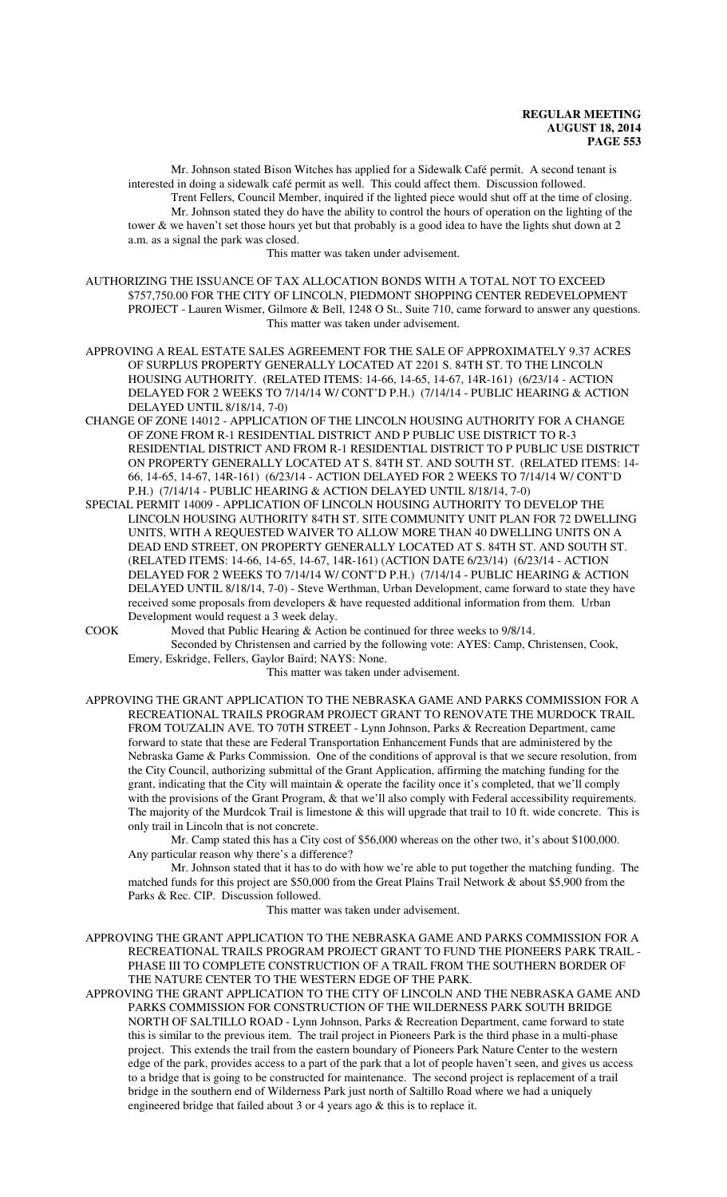Mr. Johnson stated Bison Witches has applied for a Sidewalk Café permit. A second tenant is interested in doing a sidewalk café permit as well. This could affect them. Discussion followed.

Trent Fellers, Council Member, inquired if the lighted piece would shut off at the time of closing.

Mr. Johnson stated they do have the ability to control the hours of operation on the lighting of the tower & we haven't set those hours yet but that probably is a good idea to have the lights shut down at 2 a.m. as a signal the park was closed.

This matter was taken under advisement.

AUTHORIZING THE ISSUANCE OF TAX ALLOCATION BONDS WITH A TOTAL NOT TO EXCEED $757,750.00 FOR THE CITY OF LINCOLN, PIEDMONT SHOPPING CENTER REDEVELOPMENT PROJECT - Lauren Wismer, Gilmore & Bell, 1248 O St., Suite 710, came forward to answer any questions.

This matter was taken under advisement.

APPROVING A REAL ESTATE SALES AGREEMENT FOR THE SALE OF APPROXIMATELY 9.37 ACRES OF SURPLUS PROPERTY GENERALLY LOCATED AT 2201 S. 84TH ST. TO THE LINCOLN HOUSING AUTHORITY. (RELATED ITEMS: 14-66, 14-65, 14-67, 14R-161) (6/23/14 - ACTION DELAYED FOR 2 WEEKS TO 7/14/14 W/ CONT'D P.H.) (7/14/14 - PUBLIC HEARING & ACTION DELAYED UNTIL 8/18/14, 7-0)

CHANGE OF ZONE 14012 - APPLICATION OF THE LINCOLN HOUSING AUTHORITY FOR A CHANGE OF ZONE FROM R-1 RESIDENTIAL DISTRICT AND P PUBLIC USE DISTRICT TO R-3 RESIDENTIAL DISTRICT AND FROM R-1 RESIDENTIAL DISTRICT TO P PUBLIC USE DISTRICT ON PROPERTY GENERALLY LOCATED AT S. 84TH ST. AND SOUTH ST. (RELATED ITEMS: 14-66, 14-65, 14-67, 14R-161) (6/23/14 - ACTION DELAYED FOR 2 WEEKS TO 7/14/14 W/ CONT'D P.H.) (7/14/14 - PUBLIC HEARING & ACTION DELAYED UNTIL 8/18/14, 7-0)

SPECIAL PERMIT 14009 - APPLICATION OF LINCOLN HOUSING AUTHORITY TO DEVELOP THE LINCOLN HOUSING AUTHORITY 84TH ST. SITE COMMUNITY UNIT PLAN FOR 72 DWELLING UNITS, WITH A REQUESTED WAIVER TO ALLOW MORE THAN 40 DWELLING UNITS ON A DEAD END STREET, ON PROPERTY GENERALLY LOCATED AT S. 84TH ST. AND SOUTH ST. (RELATED ITEMS: 14-66, 14-65, 14-67, 14R-161) (ACTION DATE 6/23/14) (6/23/14 - ACTION DELAYED FOR 2 WEEKS TO 7/14/14 W/ CONT'D P.H.) (7/14/14 - PUBLIC HEARING & ACTION DELAYED UNTIL 8/18/14, 7-0) - Steve Werthman, Urban Development, came forward to state they have received some proposals from developers & have requested additional information from them. Urban Development would request a 3 week delay.

COOK Moved that Public Hearing & Action be continued for three weeks to 9/8/14.

Seconded by Christensen and carried by the following vote: AYES: Camp, Christensen, Cook, Emery, Eskridge, Fellers, Gaylor Baird; NAYS: None.

This matter was taken under advisement.

APPROVING THE GRANT APPLICATION TO THE NEBRASKA GAME AND PARKS COMMISSION FOR A RECREATIONAL TRAILS PROGRAM PROJECT GRANT TO RENOVATE THE MURDOCK TRAIL FROM TOUZALIN AVE. TO 70TH STREET - Lynn Johnson, Parks & Recreation Department, came forward to state that these are Federal Transportation Enhancement Funds that are administered by the Nebraska Game & Parks Commission. One of the conditions of approval is that we secure resolution, from the City Council, authorizing submittal of the Grant Application, affirming the matching funding for the grant, indicating that the City will maintain & operate the facility once it's completed, that we'll comply with the provisions of the Grant Program, & that we'll also comply with Federal accessibility requirements. The majority of the Murdcok Trail is limestone & this will upgrade that trail to 10 ft. wide concrete. This is only trail in Lincoln that is not concrete.

Mr. Camp stated this has a City cost of $56,000 whereas on the other two, it's about $100,000. Any particular reason why there's a difference?

Mr. Johnson stated that it has to do with how we're able to put together the matching funding. The matched funds for this project are $50,000 from the Great Plains Trail Network & about $5,900 from the Parks & Rec. CIP. Discussion followed.

This matter was taken under advisement.

APPROVING THE GRANT APPLICATION TO THE NEBRASKA GAME AND PARKS COMMISSION FOR A RECREATIONAL TRAILS PROGRAM PROJECT GRANT TO FUND THE PIONEERS PARK TRAIL - PHASE III TO COMPLETE CONSTRUCTION OF A TRAIL FROM THE SOUTHERN BORDER OF THE NATURE CENTER TO THE WESTERN EDGE OF THE PARK.

APPROVING THE GRANT APPLICATION TO THE CITY OF LINCOLN AND THE NEBRASKA GAME AND PARKS COMMISSION FOR CONSTRUCTION OF THE WILDERNESS PARK SOUTH BRIDGE NORTH OF SALTILLO ROAD - Lynn Johnson, Parks & Recreation Department, came forward to state this is similar to the previous item. The trail project in Pioneers Park is the third phase in a multi-phase project. This extends the trail from the eastern boundary of Pioneers Park Nature Center to the western edge of the park, provides access to a part of the park that a lot of people haven't seen, and gives us access to a bridge that is going to be constructed for maintenance. The second project is replacement of a trail bridge in the southern end of Wilderness Park just north of Saltillo Road where we had a uniquely engineered bridge that failed about 3 or 4 years ago & this is to replace it.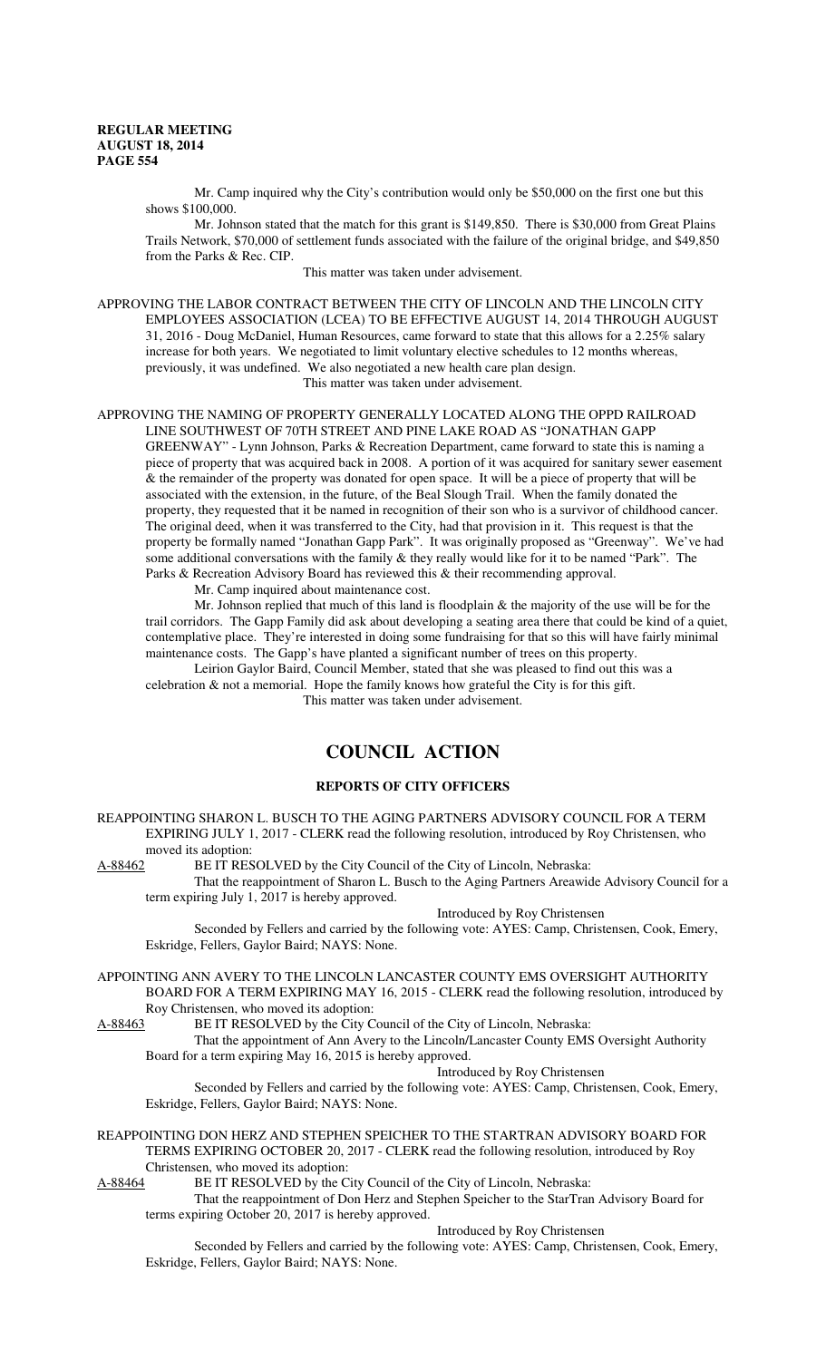Mr. Camp inquired why the City's contribution would only be $50,000 on the first one but this shows $100,000.

Mr. Johnson stated that the match for this grant is $149,850. There is $30,000 from Great Plains Trails Network, $70,000 of settlement funds associated with the failure of the original bridge, and $49,850 from the Parks & Rec. CIP.

This matter was taken under advisement.

APPROVING THE LABOR CONTRACT BETWEEN THE CITY OF LINCOLN AND THE LINCOLN CITY EMPLOYEES ASSOCIATION (LCEA) TO BE EFFECTIVE AUGUST 14, 2014 THROUGH AUGUST 31, 2016 - Doug McDaniel, Human Resources, came forward to state that this allows for a 2.25% salary increase for both years. We negotiated to limit voluntary elective schedules to 12 months whereas, previously, it was undefined. We also negotiated a new health care plan design.

This matter was taken under advisement.

APPROVING THE NAMING OF PROPERTY GENERALLY LOCATED ALONG THE OPPD RAILROAD LINE SOUTHWEST OF 70TH STREET AND PINE LAKE ROAD AS "JONATHAN GAPP GREENWAY" - Lynn Johnson, Parks & Recreation Department, came forward to state this is naming a piece of property that was acquired back in 2008. A portion of it was acquired for sanitary sewer easement & the remainder of the property was donated for open space. It will be a piece of property that will be associated with the extension, in the future, of the Beal Slough Trail. When the family donated the property, they requested that it be named in recognition of their son who is a survivor of childhood cancer. The original deed, when it was transferred to the City, had that provision in it. This request is that the property be formally named "Jonathan Gapp Park". It was originally proposed as "Greenway". We've had some additional conversations with the family & they really would like for it to be named "Park". The Parks & Recreation Advisory Board has reviewed this & their recommending approval.

Mr. Camp inquired about maintenance cost.

Mr. Johnson replied that much of this land is floodplain & the majority of the use will be for the trail corridors. The Gapp Family did ask about developing a seating area there that could be kind of a quiet, contemplative place. They're interested in doing some fundraising for that so this will have fairly minimal maintenance costs. The Gapp's have planted a significant number of trees on this property.

Leirion Gaylor Baird, Council Member, stated that she was pleased to find out this was a celebration & not a memorial. Hope the family knows how grateful the City is for this gift.

This matter was taken under advisement.

# COUNCIL ACTION

## REPORTS OF CITY OFFICERS

REAPPOINTING SHARON L. BUSCH TO THE AGING PARTNERS ADVISORY COUNCIL FOR A TERM EXPIRING JULY 1, 2017 - CLERK read the following resolution, introduced by Roy Christensen, who moved its adoption:

A-88462 BE IT RESOLVED by the City Council of the City of Lincoln, Nebraska:

That the reappointment of Sharon L. Busch to the Aging Partners Areawide Advisory Council for a term expiring July 1, 2017 is hereby approved.

Introduced by Roy Christensen

Seconded by Fellers and carried by the following vote: AYES: Camp, Christensen, Cook, Emery, Eskridge, Fellers, Gaylor Baird; NAYS: None.

APPOINTING ANN AVERY TO THE LINCOLN LANCASTER COUNTY EMS OVERSIGHT AUTHORITY BOARD FOR A TERM EXPIRING MAY 16, 2015 - CLERK read the following resolution, introduced by Roy Christensen, who moved its adoption:

A-88463 BE IT RESOLVED by the City Council of the City of Lincoln, Nebraska:

That the appointment of Ann Avery to the Lincoln/Lancaster County EMS Oversight Authority Board for a term expiring May 16, 2015 is hereby approved.

Introduced by Roy Christensen

Seconded by Fellers and carried by the following vote: AYES: Camp, Christensen, Cook, Emery, Eskridge, Fellers, Gaylor Baird; NAYS: None.

REAPPOINTING DON HERZ AND STEPHEN SPEICHER TO THE STARTRAN ADVISORY BOARD FOR TERMS EXPIRING OCTOBER 20, 2017 - CLERK read the following resolution, introduced by Roy Christensen, who moved its adoption:

A-88464 BE IT RESOLVED by the City Council of the City of Lincoln, Nebraska:

That the reappointment of Don Herz and Stephen Speicher to the StarTran Advisory Board for terms expiring October 20, 2017 is hereby approved.

Introduced by Roy Christensen

Seconded by Fellers and carried by the following vote: AYES: Camp, Christensen, Cook, Emery, Eskridge, Fellers, Gaylor Baird; NAYS: None.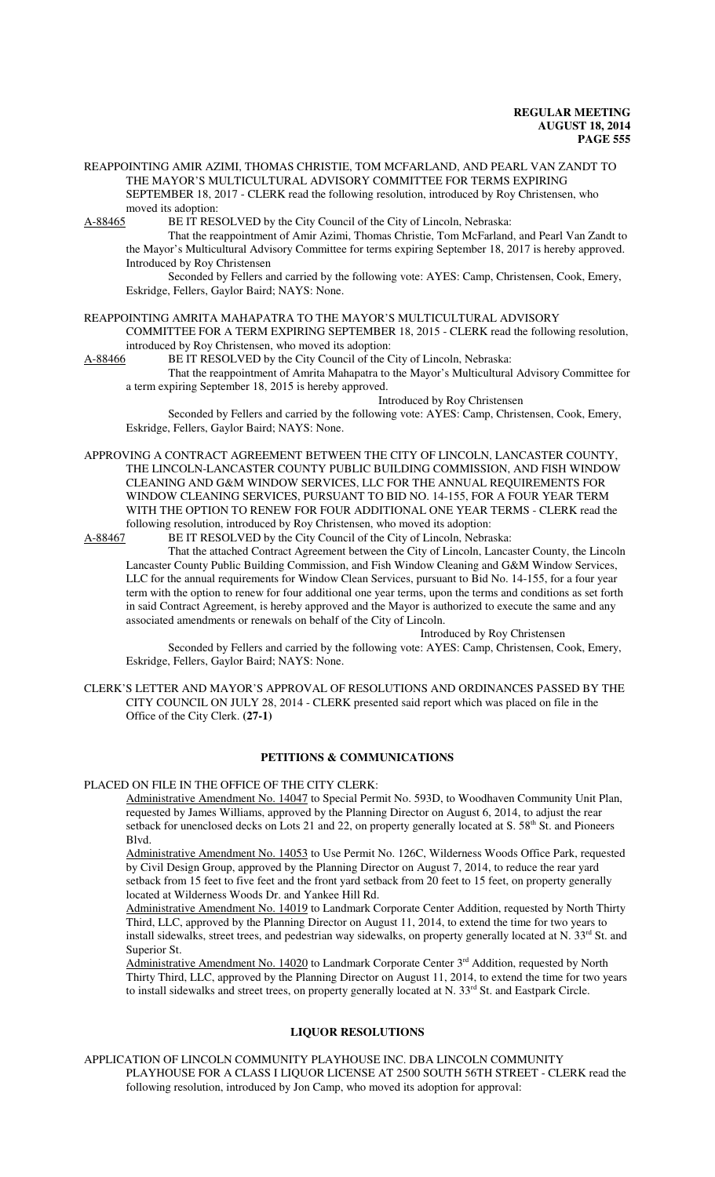REAPPOINTING AMIR AZIMI, THOMAS CHRISTIE, TOM MCFARLAND, AND PEARL VAN ZANDT TO THE MAYOR'S MULTICULTURAL ADVISORY COMMITTEE FOR TERMS EXPIRING SEPTEMBER 18, 2017 - CLERK read the following resolution, introduced by Roy Christensen, who moved its adoption:

A-88465 BE IT RESOLVED by the City Council of the City of Lincoln, Nebraska:

That the reappointment of Amir Azimi, Thomas Christie, Tom McFarland, and Pearl Van Zandt to the Mayor's Multicultural Advisory Committee for terms expiring September 18, 2017 is hereby approved.

Introduced by Roy Christensen

Seconded by Fellers and carried by the following vote: AYES: Camp, Christensen, Cook, Emery, Eskridge, Fellers, Gaylor Baird; NAYS: None.

REAPPOINTING AMRITA MAHAPATRA TO THE MAYOR'S MULTICULTURAL ADVISORY COMMITTEE FOR A TERM EXPIRING SEPTEMBER 18, 2015 - CLERK read the following resolution, introduced by Roy Christensen, who moved its adoption:

A-88466 BE IT RESOLVED by the City Council of the City of Lincoln, Nebraska:

That the reappointment of Amrita Mahapatra to the Mayor's Multicultural Advisory Committee for a term expiring September 18, 2015 is hereby approved.

Introduced by Roy Christensen

Seconded by Fellers and carried by the following vote: AYES: Camp, Christensen, Cook, Emery, Eskridge, Fellers, Gaylor Baird; NAYS: None.

APPROVING A CONTRACT AGREEMENT BETWEEN THE CITY OF LINCOLN, LANCASTER COUNTY, THE LINCOLN-LANCASTER COUNTY PUBLIC BUILDING COMMISSION, AND FISH WINDOW CLEANING AND G&M WINDOW SERVICES, LLC FOR THE ANNUAL REQUIREMENTS FOR WINDOW CLEANING SERVICES, PURSUANT TO BID NO. 14-155, FOR A FOUR YEAR TERM WITH THE OPTION TO RENEW FOR FOUR ADDITIONAL ONE YEAR TERMS - CLERK read the following resolution, introduced by Roy Christensen, who moved its adoption:

A-88467 BE IT RESOLVED by the City Council of the City of Lincoln, Nebraska:

That the attached Contract Agreement between the City of Lincoln, Lancaster County, the Lincoln Lancaster County Public Building Commission, and Fish Window Cleaning and G&M Window Services, LLC for the annual requirements for Window Clean Services, pursuant to Bid No. 14-155, for a four year term with the option to renew for four additional one year terms, upon the terms and conditions as set forth in said Contract Agreement, is hereby approved and the Mayor is authorized to execute the same and any associated amendments or renewals on behalf of the City of Lincoln.

Introduced by Roy Christensen

Seconded by Fellers and carried by the following vote: AYES: Camp, Christensen, Cook, Emery, Eskridge, Fellers, Gaylor Baird; NAYS: None.

CLERK'S LETTER AND MAYOR'S APPROVAL OF RESOLUTIONS AND ORDINANCES PASSED BY THE CITY COUNCIL ON JULY 28, 2014 - CLERK presented said report which was placed on file in the Office of the City Clerk. **(27-1)**

## PETITIONS & COMMUNICATIONS

PLACED ON FILE IN THE OFFICE OF THE CITY CLERK:

Administrative Amendment No. 14047 to Special Permit No. 593D, to Woodhaven Community Unit Plan, requested by James Williams, approved by the Planning Director on August 6, 2014, to adjust the rear setback for unenclosed decks on Lots 21 and 22, on property generally located at S. 58th St. and Pioneers Blvd.

Administrative Amendment No. 14053 to Use Permit No. 126C, Wilderness Woods Office Park, requested by Civil Design Group, approved by the Planning Director on August 7, 2014, to reduce the rear yard setback from 15 feet to five feet and the front yard setback from 20 feet to 15 feet, on property generally located at Wilderness Woods Dr. and Yankee Hill Rd.

Administrative Amendment No. 14019 to Landmark Corporate Center Addition, requested by North Thirty Third, LLC, approved by the Planning Director on August 11, 2014, to extend the time for two years to install sidewalks, street trees, and pedestrian way sidewalks, on property generally located at N. 33rd St. and Superior St.

Administrative Amendment No. 14020 to Landmark Corporate Center 3rd Addition, requested by North Thirty Third, LLC, approved by the Planning Director on August 11, 2014, to extend the time for two years to install sidewalks and street trees, on property generally located at N. 33rd St. and Eastpark Circle.

## LIQUOR RESOLUTIONS

APPLICATION OF LINCOLN COMMUNITY PLAYHOUSE INC. DBA LINCOLN COMMUNITY PLAYHOUSE FOR A CLASS I LIQUOR LICENSE AT 2500 SOUTH 56TH STREET - CLERK read the following resolution, introduced by Jon Camp, who moved its adoption for approval: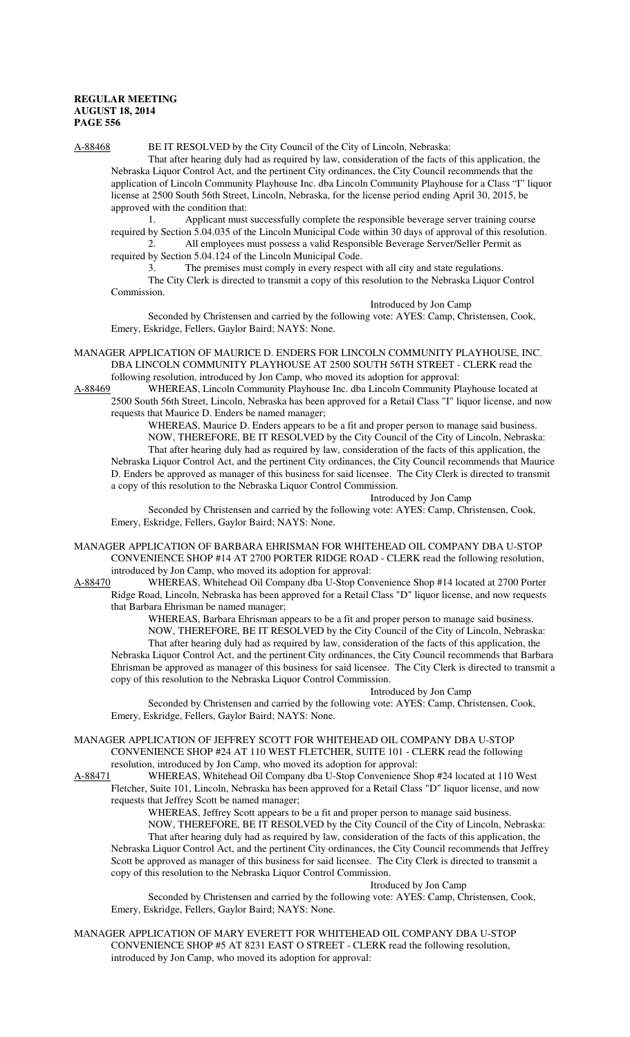A-88468 BE IT RESOLVED by the City Council of the City of Lincoln, Nebraska:

That after hearing duly had as required by law, consideration of the facts of this application, the Nebraska Liquor Control Act, and the pertinent City ordinances, the City Council recommends that the application of Lincoln Community Playhouse Inc. dba Lincoln Community Playhouse for a Class "I" liquor license at 2500 South 56th Street, Lincoln, Nebraska, for the license period ending April 30, 2015, be approved with the condition that:

1. Applicant must successfully complete the responsible beverage server training course required by Section 5.04.035 of the Lincoln Municipal Code within 30 days of approval of this resolution.
2. All employees must possess a valid Responsible Beverage Server/Seller Permit as required by Section 5.04.124 of the Lincoln Municipal Code.
3. The premises must comply in every respect with all city and state regulations.

The City Clerk is directed to transmit a copy of this resolution to the Nebraska Liquor Control Commission.

Introduced by Jon Camp

Seconded by Christensen and carried by the following vote: AYES: Camp, Christensen, Cook, Emery, Eskridge, Fellers, Gaylor Baird; NAYS: None.

MANAGER APPLICATION OF MAURICE D. ENDERS FOR LINCOLN COMMUNITY PLAYHOUSE, INC. DBA LINCOLN COMMUNITY PLAYHOUSE AT 2500 SOUTH 56TH STREET - CLERK read the following resolution, introduced by Jon Camp, who moved its adoption for approval:

A-88469 WHEREAS, Lincoln Community Playhouse Inc. dba Lincoln Community Playhouse located at 2500 South 56th Street, Lincoln, Nebraska has been approved for a Retail Class "I" liquor license, and now requests that Maurice D. Enders be named manager;

WHEREAS, Maurice D. Enders appears to be a fit and proper person to manage said business.

NOW, THEREFORE, BE IT RESOLVED by the City Council of the City of Lincoln, Nebraska:

That after hearing duly had as required by law, consideration of the facts of this application, the Nebraska Liquor Control Act, and the pertinent City ordinances, the City Council recommends that Maurice D. Enders be approved as manager of this business for said licensee. The City Clerk is directed to transmit a copy of this resolution to the Nebraska Liquor Control Commission.

Introduced by Jon Camp

Seconded by Christensen and carried by the following vote: AYES: Camp, Christensen, Cook, Emery, Eskridge, Fellers, Gaylor Baird; NAYS: None.

MANAGER APPLICATION OF BARBARA EHRISMAN FOR WHITEHEAD OIL COMPANY DBA U-STOP CONVENIENCE SHOP #14 AT 2700 PORTER RIDGE ROAD - CLERK read the following resolution, introduced by Jon Camp, who moved its adoption for approval:

A-88470 WHEREAS, Whitehead Oil Company dba U-Stop Convenience Shop #14 located at 2700 Porter Ridge Road, Lincoln, Nebraska has been approved for a Retail Class "D" liquor license, and now requests that Barbara Ehrisman be named manager;

WHEREAS, Barbara Ehrisman appears to be a fit and proper person to manage said business.

NOW, THEREFORE, BE IT RESOLVED by the City Council of the City of Lincoln, Nebraska:

That after hearing duly had as required by law, consideration of the facts of this application, the Nebraska Liquor Control Act, and the pertinent City ordinances, the City Council recommends that Barbara Ehrisman be approved as manager of this business for said licensee. The City Clerk is directed to transmit a copy of this resolution to the Nebraska Liquor Control Commission.

Introduced by Jon Camp

Seconded by Christensen and carried by the following vote: AYES: Camp, Christensen, Cook, Emery, Eskridge, Fellers, Gaylor Baird; NAYS: None.

MANAGER APPLICATION OF JEFFREY SCOTT FOR WHITEHEAD OIL COMPANY DBA U-STOP CONVENIENCE SHOP #24 AT 110 WEST FLETCHER, SUITE 101 - CLERK read the following resolution, introduced by Jon Camp, who moved its adoption for approval:

A-88471 WHEREAS, Whitehead Oil Company dba U-Stop Convenience Shop #24 located at 110 West Fletcher, Suite 101, Lincoln, Nebraska has been approved for a Retail Class "D" liquor license, and now requests that Jeffrey Scott be named manager;

WHEREAS, Jeffrey Scott appears to be a fit and proper person to manage said business.

NOW, THEREFORE, BE IT RESOLVED by the City Council of the City of Lincoln, Nebraska:

That after hearing duly had as required by law, consideration of the facts of this application, the Nebraska Liquor Control Act, and the pertinent City ordinances, the City Council recommends that Jeffrey Scott be approved as manager of this business for said licensee. The City Clerk is directed to transmit a copy of this resolution to the Nebraska Liquor Control Commission.

Itroduced by Jon Camp

Seconded by Christensen and carried by the following vote: AYES: Camp, Christensen, Cook, Emery, Eskridge, Fellers, Gaylor Baird; NAYS: None.

MANAGER APPLICATION OF MARY EVERETT FOR WHITEHEAD OIL COMPANY DBA U-STOP CONVENIENCE SHOP #5 AT 8231 EAST O STREET - CLERK read the following resolution, introduced by Jon Camp, who moved its adoption for approval: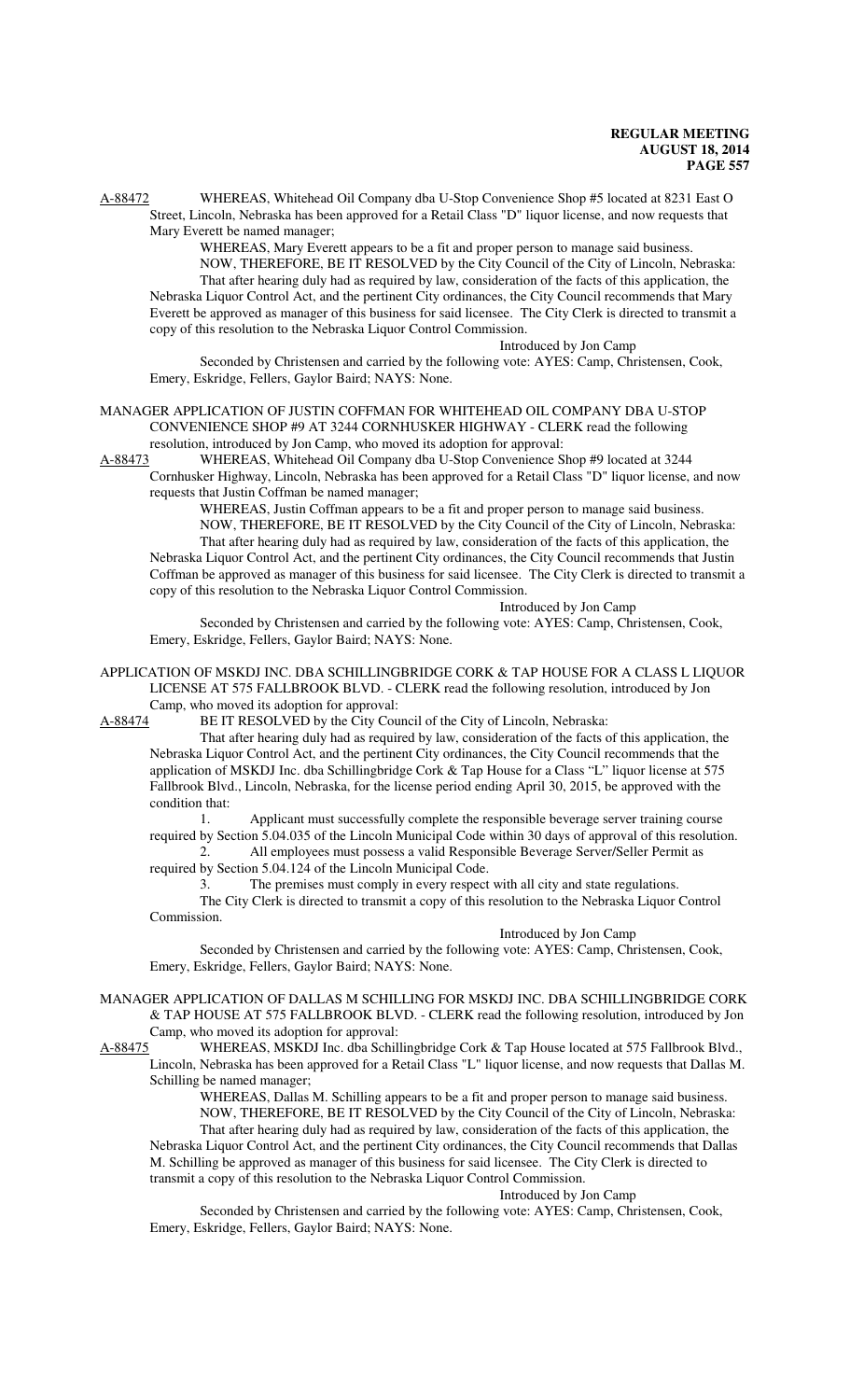A-88472 WHEREAS, Whitehead Oil Company dba U-Stop Convenience Shop #5 located at 8231 East O Street, Lincoln, Nebraska has been approved for a Retail Class "D" liquor license, and now requests that Mary Everett be named manager;

WHEREAS, Mary Everett appears to be a fit and proper person to manage said business.

NOW, THEREFORE, BE IT RESOLVED by the City Council of the City of Lincoln, Nebraska: That after hearing duly had as required by law, consideration of the facts of this application, the Nebraska Liquor Control Act, and the pertinent City ordinances, the City Council recommends that Mary Everett be approved as manager of this business for said licensee. The City Clerk is directed to transmit a copy of this resolution to the Nebraska Liquor Control Commission.

Introduced by Jon Camp

Seconded by Christensen and carried by the following vote: AYES: Camp, Christensen, Cook, Emery, Eskridge, Fellers, Gaylor Baird; NAYS: None.

MANAGER APPLICATION OF JUSTIN COFFMAN FOR WHITEHEAD OIL COMPANY DBA U-STOP CONVENIENCE SHOP #9 AT 3244 CORNHUSKER HIGHWAY - CLERK read the following resolution, introduced by Jon Camp, who moved its adoption for approval:

A-88473 WHEREAS, Whitehead Oil Company dba U-Stop Convenience Shop #9 located at 3244 Cornhusker Highway, Lincoln, Nebraska has been approved for a Retail Class "D" liquor license, and now requests that Justin Coffman be named manager;

WHEREAS, Justin Coffman appears to be a fit and proper person to manage said business.

NOW, THEREFORE, BE IT RESOLVED by the City Council of the City of Lincoln, Nebraska: That after hearing duly had as required by law, consideration of the facts of this application, the Nebraska Liquor Control Act, and the pertinent City ordinances, the City Council recommends that Justin Coffman be approved as manager of this business for said licensee. The City Clerk is directed to transmit a copy of this resolution to the Nebraska Liquor Control Commission.

Introduced by Jon Camp

Seconded by Christensen and carried by the following vote: AYES: Camp, Christensen, Cook, Emery, Eskridge, Fellers, Gaylor Baird; NAYS: None.

APPLICATION OF MSKDJ INC. DBA SCHILLINGBRIDGE CORK & TAP HOUSE FOR A CLASS L LIQUOR LICENSE AT 575 FALLBROOK BLVD. - CLERK read the following resolution, introduced by Jon Camp, who moved its adoption for approval:

A-88474 BE IT RESOLVED by the City Council of the City of Lincoln, Nebraska:

That after hearing duly had as required by law, consideration of the facts of this application, the Nebraska Liquor Control Act, and the pertinent City ordinances, the City Council recommends that the application of MSKDJ Inc. dba Schillingbridge Cork & Tap House for a Class "L" liquor license at 575 Fallbrook Blvd., Lincoln, Nebraska, for the license period ending April 30, 2015, be approved with the condition that:

1. Applicant must successfully complete the responsible beverage server training course required by Section 5.04.035 of the Lincoln Municipal Code within 30 days of approval of this resolution.
2. All employees must possess a valid Responsible Beverage Server/Seller Permit as required by Section 5.04.124 of the Lincoln Municipal Code.
3. The premises must comply in every respect with all city and state regulations.

The City Clerk is directed to transmit a copy of this resolution to the Nebraska Liquor Control Commission.

Introduced by Jon Camp

Seconded by Christensen and carried by the following vote: AYES: Camp, Christensen, Cook, Emery, Eskridge, Fellers, Gaylor Baird; NAYS: None.

MANAGER APPLICATION OF DALLAS M SCHILLING FOR MSKDJ INC. DBA SCHILLINGBRIDGE CORK & TAP HOUSE AT 575 FALLBROOK BLVD. - CLERK read the following resolution, introduced by Jon Camp, who moved its adoption for approval:

A-88475 WHEREAS, MSKDJ Inc. dba Schillingbridge Cork & Tap House located at 575 Fallbrook Blvd., Lincoln, Nebraska has been approved for a Retail Class "L" liquor license, and now requests that Dallas M. Schilling be named manager;

WHEREAS, Dallas M. Schilling appears to be a fit and proper person to manage said business.

NOW, THEREFORE, BE IT RESOLVED by the City Council of the City of Lincoln, Nebraska: That after hearing duly had as required by law, consideration of the facts of this application, the Nebraska Liquor Control Act, and the pertinent City ordinances, the City Council recommends that Dallas M. Schilling be approved as manager of this business for said licensee. The City Clerk is directed to transmit a copy of this resolution to the Nebraska Liquor Control Commission.

Introduced by Jon Camp

Seconded by Christensen and carried by the following vote: AYES: Camp, Christensen, Cook, Emery, Eskridge, Fellers, Gaylor Baird; NAYS: None.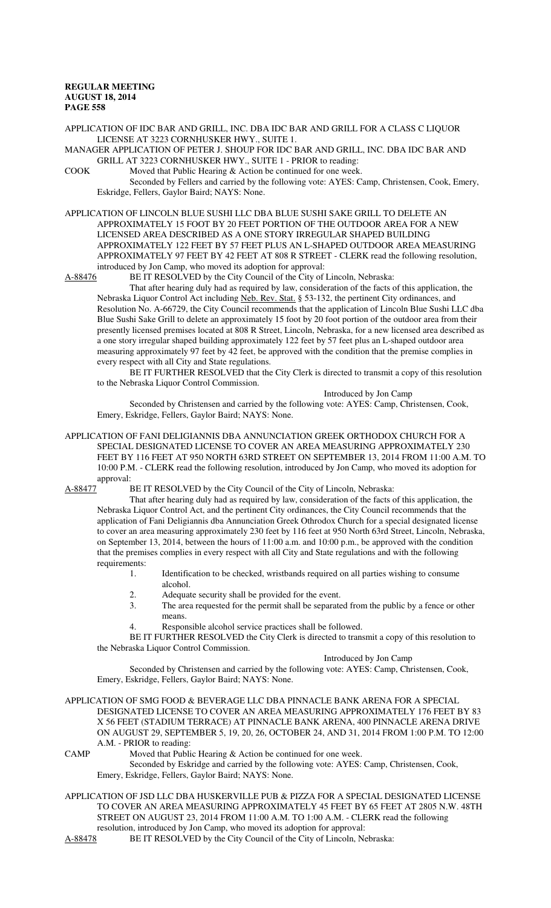APPLICATION OF IDC BAR AND GRILL, INC. DBA IDC BAR AND GRILL FOR A CLASS C LIQUOR LICENSE AT 3223 CORNHUSKER HWY., SUITE 1.

MANAGER APPLICATION OF PETER J. SHOUP FOR IDC BAR AND GRILL, INC. DBA IDC BAR AND GRILL AT 3223 CORNHUSKER HWY., SUITE 1 - PRIOR to reading:

COOK Moved that Public Hearing & Action be continued for one week.

Seconded by Fellers and carried by the following vote: AYES: Camp, Christensen, Cook, Emery, Eskridge, Fellers, Gaylor Baird; NAYS: None.

APPLICATION OF LINCOLN BLUE SUSHI LLC DBA BLUE SUSHI SAKE GRILL TO DELETE AN APPROXIMATELY 15 FOOT BY 20 FEET PORTION OF THE OUTDOOR AREA FOR A NEW LICENSED AREA DESCRIBED AS A ONE STORY IRREGULAR SHAPED BUILDING APPROXIMATELY 122 FEET BY 57 FEET PLUS AN L-SHAPED OUTDOOR AREA MEASURING APPROXIMATELY 97 FEET BY 42 FEET AT 808 R STREET - CLERK read the following resolution, introduced by Jon Camp, who moved its adoption for approval:

A-88476 BE IT RESOLVED by the City Council of the City of Lincoln, Nebraska:

That after hearing duly had as required by law, consideration of the facts of this application, the Nebraska Liquor Control Act including Neb. Rev. Stat. § 53-132, the pertinent City ordinances, and Resolution No. A-66729, the City Council recommends that the application of Lincoln Blue Sushi LLC dba Blue Sushi Sake Grill to delete an approximately 15 foot by 20 foot portion of the outdoor area from their presently licensed premises located at 808 R Street, Lincoln, Nebraska, for a new licensed area described as a one story irregular shaped building approximately 122 feet by 57 feet plus an L-shaped outdoor area measuring approximately 97 feet by 42 feet, be approved with the condition that the premise complies in every respect with all City and State regulations.

BE IT FURTHER RESOLVED that the City Clerk is directed to transmit a copy of this resolution to the Nebraska Liquor Control Commission.

Introduced by Jon Camp

Seconded by Christensen and carried by the following vote: AYES: Camp, Christensen, Cook, Emery, Eskridge, Fellers, Gaylor Baird; NAYS: None.

APPLICATION OF FANI DELIGIANNIS DBA ANNUNCIATION GREEK ORTHODOX CHURCH FOR A SPECIAL DESIGNATED LICENSE TO COVER AN AREA MEASURING APPROXIMATELY 230 FEET BY 116 FEET AT 950 NORTH 63RD STREET ON SEPTEMBER 13, 2014 FROM 11:00 A.M. TO 10:00 P.M. - CLERK read the following resolution, introduced by Jon Camp, who moved its adoption for approval:

A-88477 BE IT RESOLVED by the City Council of the City of Lincoln, Nebraska:

That after hearing duly had as required by law, consideration of the facts of this application, the Nebraska Liquor Control Act, and the pertinent City ordinances, the City Council recommends that the application of Fani Deligiannis dba Annunciation Greek Othrodox Church for a special designated license to cover an area measuring approximately 230 feet by 116 feet at 950 North 63rd Street, Lincoln, Nebraska, on September 13, 2014, between the hours of 11:00 a.m. and 10:00 p.m., be approved with the condition that the premises complies in every respect with all City and State regulations and with the following requirements:

1. Identification to be checked, wristbands required on all parties wishing to consume alcohol.
2. Adequate security shall be provided for the event.
3. The area requested for the permit shall be separated from the public by a fence or other means.
4. Responsible alcohol service practices shall be followed.

BE IT FURTHER RESOLVED the City Clerk is directed to transmit a copy of this resolution to the Nebraska Liquor Control Commission.

Introduced by Jon Camp

Seconded by Christensen and carried by the following vote: AYES: Camp, Christensen, Cook, Emery, Eskridge, Fellers, Gaylor Baird; NAYS: None.

APPLICATION OF SMG FOOD & BEVERAGE LLC DBA PINNACLE BANK ARENA FOR A SPECIAL DESIGNATED LICENSE TO COVER AN AREA MEASURING APPROXIMATELY 176 FEET BY 83 X 56 FEET (STADIUM TERRACE) AT PINNACLE BANK ARENA, 400 PINNACLE ARENA DRIVE ON AUGUST 29, SEPTEMBER 5, 19, 20, 26, OCTOBER 24, AND 31, 2014 FROM 1:00 P.M. TO 12:00 A.M. - PRIOR to reading:

CAMP Moved that Public Hearing & Action be continued for one week.

Seconded by Eskridge and carried by the following vote: AYES: Camp, Christensen, Cook, Emery, Eskridge, Fellers, Gaylor Baird; NAYS: None.

APPLICATION OF JSD LLC DBA HUSKERVILLE PUB & PIZZA FOR A SPECIAL DESIGNATED LICENSE TO COVER AN AREA MEASURING APPROXIMATELY 45 FEET BY 65 FEET AT 2805 N.W. 48TH STREET ON AUGUST 23, 2014 FROM 11:00 A.M. TO 1:00 A.M. - CLERK read the following resolution, introduced by Jon Camp, who moved its adoption for approval:

A-88478 BE IT RESOLVED by the City Council of the City of Lincoln, Nebraska: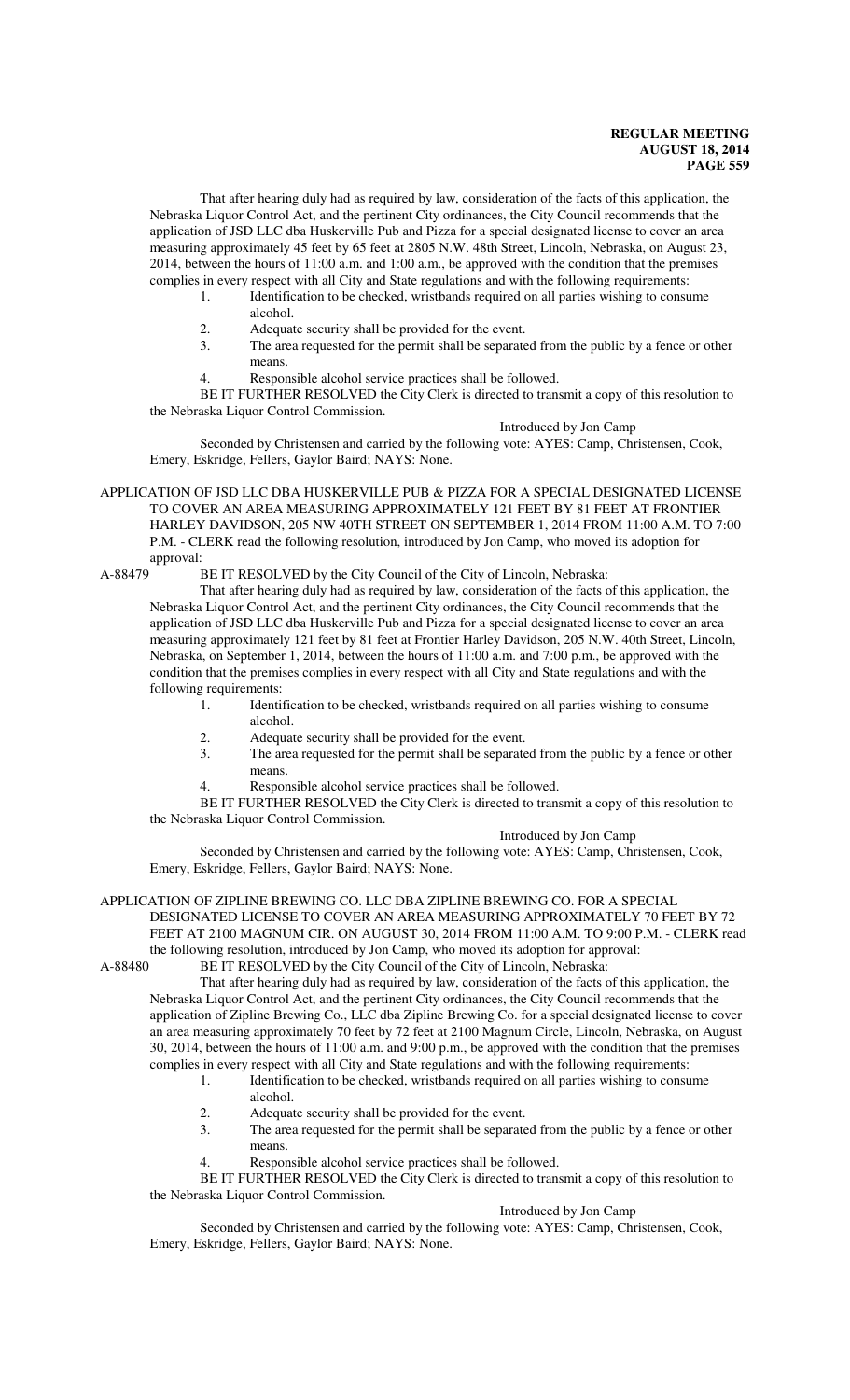That after hearing duly had as required by law, consideration of the facts of this application, the Nebraska Liquor Control Act, and the pertinent City ordinances, the City Council recommends that the application of JSD LLC dba Huskerville Pub and Pizza for a special designated license to cover an area measuring approximately 45 feet by 65 feet at 2805 N.W. 48th Street, Lincoln, Nebraska, on August 23, 2014, between the hours of 11:00 a.m. and 1:00 a.m., be approved with the condition that the premises complies in every respect with all City and State regulations and with the following requirements:

1. Identification to be checked, wristbands required on all parties wishing to consume alcohol.
2. Adequate security shall be provided for the event.
3. The area requested for the permit shall be separated from the public by a fence or other means.
4. Responsible alcohol service practices shall be followed.

BE IT FURTHER RESOLVED the City Clerk is directed to transmit a copy of this resolution to the Nebraska Liquor Control Commission.

Introduced by Jon Camp

Seconded by Christensen and carried by the following vote: AYES: Camp, Christensen, Cook, Emery, Eskridge, Fellers, Gaylor Baird; NAYS: None.

APPLICATION OF JSD LLC DBA HUSKERVILLE PUB & PIZZA FOR A SPECIAL DESIGNATED LICENSE TO COVER AN AREA MEASURING APPROXIMATELY 121 FEET BY 81 FEET AT FRONTIER HARLEY DAVIDSON, 205 NW 40TH STREET ON SEPTEMBER 1, 2014 FROM 11:00 A.M. TO 7:00 P.M. - CLERK read the following resolution, introduced by Jon Camp, who moved its adoption for approval:

A-88479 BE IT RESOLVED by the City Council of the City of Lincoln, Nebraska:

That after hearing duly had as required by law, consideration of the facts of this application, the Nebraska Liquor Control Act, and the pertinent City ordinances, the City Council recommends that the application of JSD LLC dba Huskerville Pub and Pizza for a special designated license to cover an area measuring approximately 121 feet by 81 feet at Frontier Harley Davidson, 205 N.W. 40th Street, Lincoln, Nebraska, on September 1, 2014, between the hours of 11:00 a.m. and 7:00 p.m., be approved with the condition that the premises complies in every respect with all City and State regulations and with the following requirements:

1. Identification to be checked, wristbands required on all parties wishing to consume alcohol.
2. Adequate security shall be provided for the event.
3. The area requested for the permit shall be separated from the public by a fence or other means.
4. Responsible alcohol service practices shall be followed.

BE IT FURTHER RESOLVED the City Clerk is directed to transmit a copy of this resolution to the Nebraska Liquor Control Commission.

Introduced by Jon Camp

Seconded by Christensen and carried by the following vote: AYES: Camp, Christensen, Cook, Emery, Eskridge, Fellers, Gaylor Baird; NAYS: None.

APPLICATION OF ZIPLINE BREWING CO. LLC DBA ZIPLINE BREWING CO. FOR A SPECIAL DESIGNATED LICENSE TO COVER AN AREA MEASURING APPROXIMATELY 70 FEET BY 72 FEET AT 2100 MAGNUM CIR. ON AUGUST 30, 2014 FROM 11:00 A.M. TO 9:00 P.M. - CLERK read the following resolution, introduced by Jon Camp, who moved its adoption for approval:

A-88480 BE IT RESOLVED by the City Council of the City of Lincoln, Nebraska:

That after hearing duly had as required by law, consideration of the facts of this application, the Nebraska Liquor Control Act, and the pertinent City ordinances, the City Council recommends that the application of Zipline Brewing Co., LLC dba Zipline Brewing Co. for a special designated license to cover an area measuring approximately 70 feet by 72 feet at 2100 Magnum Circle, Lincoln, Nebraska, on August 30, 2014, between the hours of 11:00 a.m. and 9:00 p.m., be approved with the condition that the premises complies in every respect with all City and State regulations and with the following requirements:

1. Identification to be checked, wristbands required on all parties wishing to consume alcohol.
2. Adequate security shall be provided for the event.
3. The area requested for the permit shall be separated from the public by a fence or other means.
4. Responsible alcohol service practices shall be followed.

BE IT FURTHER RESOLVED the City Clerk is directed to transmit a copy of this resolution to the Nebraska Liquor Control Commission.

Introduced by Jon Camp

Seconded by Christensen and carried by the following vote: AYES: Camp, Christensen, Cook, Emery, Eskridge, Fellers, Gaylor Baird; NAYS: None.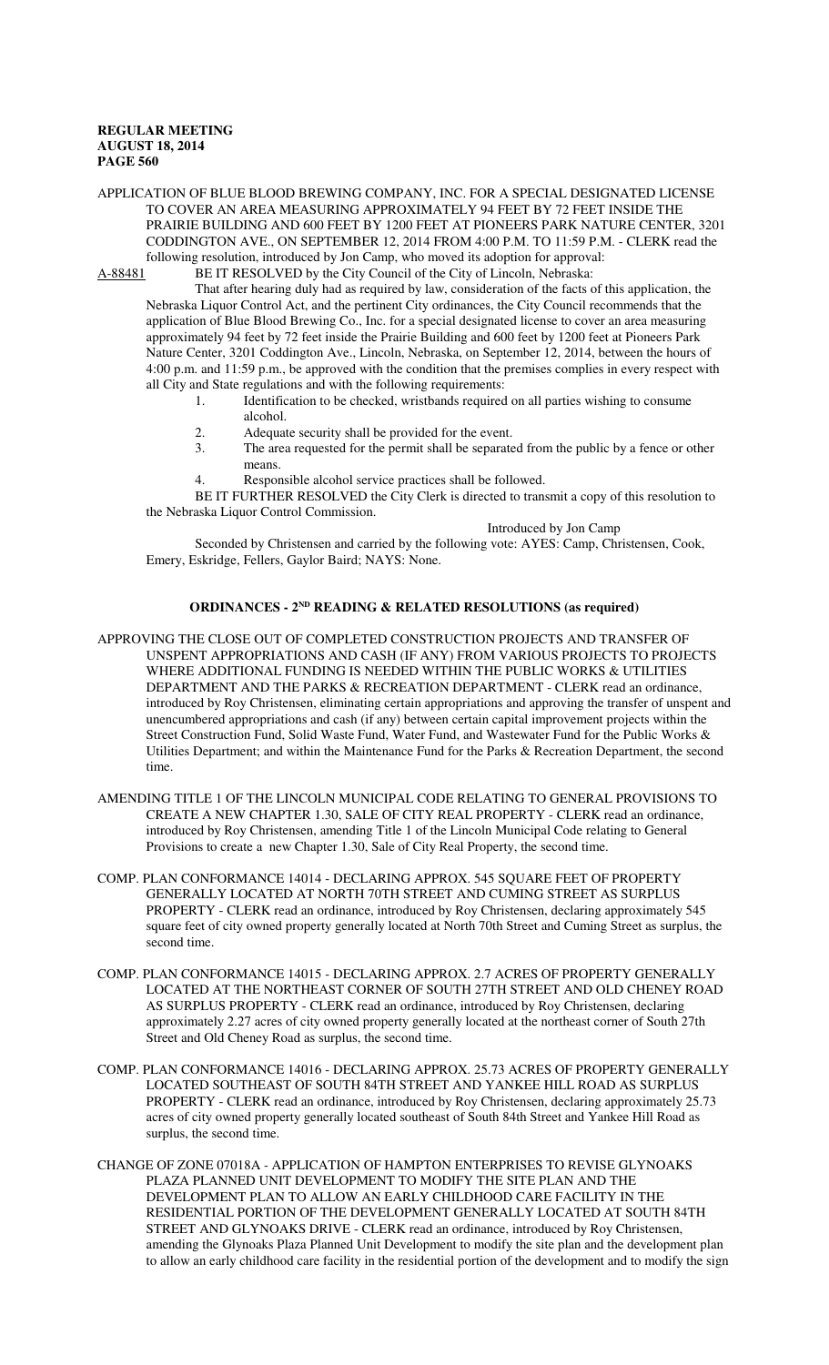APPLICATION OF BLUE BLOOD BREWING COMPANY, INC. FOR A SPECIAL DESIGNATED LICENSE TO COVER AN AREA MEASURING APPROXIMATELY 94 FEET BY 72 FEET INSIDE THE PRAIRIE BUILDING AND 600 FEET BY 1200 FEET AT PIONEERS PARK NATURE CENTER, 3201 CODDINGTON AVE., ON SEPTEMBER 12, 2014 FROM 4:00 P.M. TO 11:59 P.M. - CLERK read the following resolution, introduced by Jon Camp, who moved its adoption for approval:

A-88481 BE IT RESOLVED by the City Council of the City of Lincoln, Nebraska:

That after hearing duly had as required by law, consideration of the facts of this application, the Nebraska Liquor Control Act, and the pertinent City ordinances, the City Council recommends that the application of Blue Blood Brewing Co., Inc. for a special designated license to cover an area measuring approximately 94 feet by 72 feet inside the Prairie Building and 600 feet by 1200 feet at Pioneers Park Nature Center, 3201 Coddington Ave., Lincoln, Nebraska, on September 12, 2014, between the hours of 4:00 p.m. and 11:59 p.m., be approved with the condition that the premises complies in every respect with all City and State regulations and with the following requirements:

1. Identification to be checked, wristbands required on all parties wishing to consume alcohol.
2. Adequate security shall be provided for the event.
3. The area requested for the permit shall be separated from the public by a fence or other means.
4. Responsible alcohol service practices shall be followed.

BE IT FURTHER RESOLVED the City Clerk is directed to transmit a copy of this resolution to the Nebraska Liquor Control Commission.

Introduced by Jon Camp

Seconded by Christensen and carried by the following vote: AYES: Camp, Christensen, Cook, Emery, Eskridge, Fellers, Gaylor Baird; NAYS: None.

## ORDINANCES - 2ND READING & RELATED RESOLUTIONS (as required)

APPROVING THE CLOSE OUT OF COMPLETED CONSTRUCTION PROJECTS AND TRANSFER OF UNSPENT APPROPRIATIONS AND CASH (IF ANY) FROM VARIOUS PROJECTS TO PROJECTS WHERE ADDITIONAL FUNDING IS NEEDED WITHIN THE PUBLIC WORKS & UTILITIES DEPARTMENT AND THE PARKS & RECREATION DEPARTMENT - CLERK read an ordinance, introduced by Roy Christensen, eliminating certain appropriations and approving the transfer of unspent and unencumbered appropriations and cash (if any) between certain capital improvement projects within the Street Construction Fund, Solid Waste Fund, Water Fund, and Wastewater Fund for the Public Works & Utilities Department; and within the Maintenance Fund for the Parks & Recreation Department, the second time.

AMENDING TITLE 1 OF THE LINCOLN MUNICIPAL CODE RELATING TO GENERAL PROVISIONS TO CREATE A NEW CHAPTER 1.30, SALE OF CITY REAL PROPERTY - CLERK read an ordinance, introduced by Roy Christensen, amending Title 1 of the Lincoln Municipal Code relating to General Provisions to create a new Chapter 1.30, Sale of City Real Property, the second time.

COMP. PLAN CONFORMANCE 14014 - DECLARING APPROX. 545 SQUARE FEET OF PROPERTY GENERALLY LOCATED AT NORTH 70TH STREET AND CUMING STREET AS SURPLUS PROPERTY - CLERK read an ordinance, introduced by Roy Christensen, declaring approximately 545 square feet of city owned property generally located at North 70th Street and Cuming Street as surplus, the second time.

COMP. PLAN CONFORMANCE 14015 - DECLARING APPROX. 2.7 ACRES OF PROPERTY GENERALLY LOCATED AT THE NORTHEAST CORNER OF SOUTH 27TH STREET AND OLD CHENEY ROAD AS SURPLUS PROPERTY - CLERK read an ordinance, introduced by Roy Christensen, declaring approximately 2.27 acres of city owned property generally located at the northeast corner of South 27th Street and Old Cheney Road as surplus, the second time.

COMP. PLAN CONFORMANCE 14016 - DECLARING APPROX. 25.73 ACRES OF PROPERTY GENERALLY LOCATED SOUTHEAST OF SOUTH 84TH STREET AND YANKEE HILL ROAD AS SURPLUS PROPERTY - CLERK read an ordinance, introduced by Roy Christensen, declaring approximately 25.73 acres of city owned property generally located southeast of South 84th Street and Yankee Hill Road as surplus, the second time.

CHANGE OF ZONE 07018A - APPLICATION OF HAMPTON ENTERPRISES TO REVISE GLYNOAKS PLAZA PLANNED UNIT DEVELOPMENT TO MODIFY THE SITE PLAN AND THE DEVELOPMENT PLAN TO ALLOW AN EARLY CHILDHOOD CARE FACILITY IN THE RESIDENTIAL PORTION OF THE DEVELOPMENT GENERALLY LOCATED AT SOUTH 84TH STREET AND GLYNOAKS DRIVE - CLERK read an ordinance, introduced by Roy Christensen, amending the Glynoaks Plaza Planned Unit Development to modify the site plan and the development plan to allow an early childhood care facility in the residential portion of the development and to modify the sign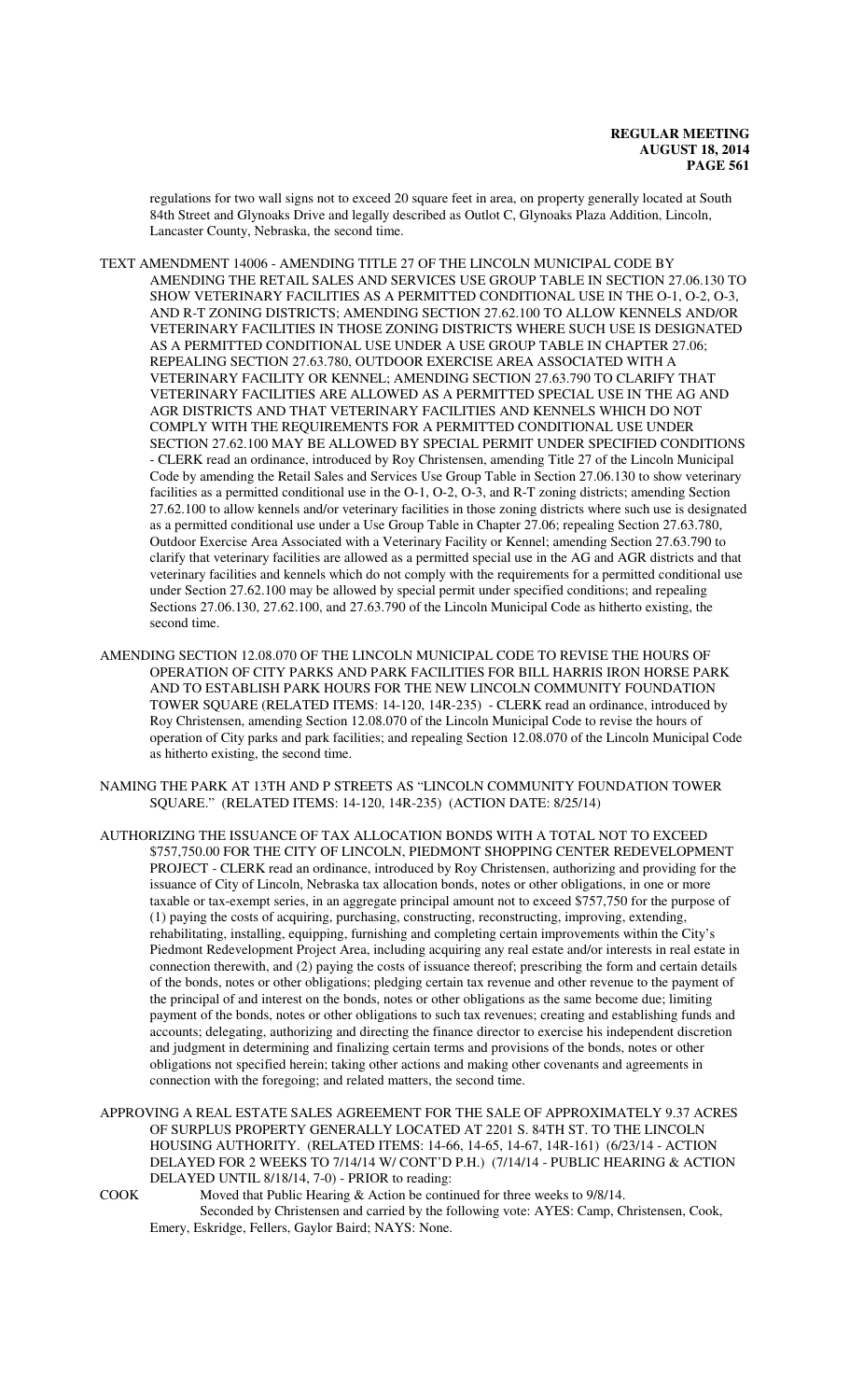regulations for two wall signs not to exceed 20 square feet in area, on property generally located at South 84th Street and Glynoaks Drive and legally described as Outlot C, Glynoaks Plaza Addition, Lincoln, Lancaster County, Nebraska, the second time.

TEXT AMENDMENT 14006 - AMENDING TITLE 27 OF THE LINCOLN MUNICIPAL CODE BY AMENDING THE RETAIL SALES AND SERVICES USE GROUP TABLE IN SECTION 27.06.130 TO SHOW VETERINARY FACILITIES AS A PERMITTED CONDITIONAL USE IN THE O-1, O-2, O-3, AND R-T ZONING DISTRICTS; AMENDING SECTION 27.62.100 TO ALLOW KENNELS AND/OR VETERINARY FACILITIES IN THOSE ZONING DISTRICTS WHERE SUCH USE IS DESIGNATED AS A PERMITTED CONDITIONAL USE UNDER A USE GROUP TABLE IN CHAPTER 27.06; REPEALING SECTION 27.63.780, OUTDOOR EXERCISE AREA ASSOCIATED WITH A VETERINARY FACILITY OR KENNEL; AMENDING SECTION 27.63.790 TO CLARIFY THAT VETERINARY FACILITIES ARE ALLOWED AS A PERMITTED SPECIAL USE IN THE AG AND AGR DISTRICTS AND THAT VETERINARY FACILITIES AND KENNELS WHICH DO NOT COMPLY WITH THE REQUIREMENTS FOR A PERMITTED CONDITIONAL USE UNDER SECTION 27.62.100 MAY BE ALLOWED BY SPECIAL PERMIT UNDER SPECIFIED CONDITIONS - CLERK read an ordinance, introduced by Roy Christensen, amending Title 27 of the Lincoln Municipal Code by amending the Retail Sales and Services Use Group Table in Section 27.06.130 to show veterinary facilities as a permitted conditional use in the O-1, O-2, O-3, and R-T zoning districts; amending Section 27.62.100 to allow kennels and/or veterinary facilities in those zoning districts where such use is designated as a permitted conditional use under a Use Group Table in Chapter 27.06; repealing Section 27.63.780, Outdoor Exercise Area Associated with a Veterinary Facility or Kennel; amending Section 27.63.790 to clarify that veterinary facilities are allowed as a permitted special use in the AG and AGR districts and that veterinary facilities and kennels which do not comply with the requirements for a permitted conditional use under Section 27.62.100 may be allowed by special permit under specified conditions; and repealing Sections 27.06.130, 27.62.100, and 27.63.790 of the Lincoln Municipal Code as hitherto existing, the second time.

AMENDING SECTION 12.08.070 OF THE LINCOLN MUNICIPAL CODE TO REVISE THE HOURS OF OPERATION OF CITY PARKS AND PARK FACILITIES FOR BILL HARRIS IRON HORSE PARK AND TO ESTABLISH PARK HOURS FOR THE NEW LINCOLN COMMUNITY FOUNDATION TOWER SQUARE (RELATED ITEMS: 14-120, 14R-235) - CLERK read an ordinance, introduced by Roy Christensen, amending Section 12.08.070 of the Lincoln Municipal Code to revise the hours of operation of City parks and park facilities; and repealing Section 12.08.070 of the Lincoln Municipal Code as hitherto existing, the second time.

NAMING THE PARK AT 13TH AND P STREETS AS "LINCOLN COMMUNITY FOUNDATION TOWER SQUARE." (RELATED ITEMS: 14-120, 14R-235) (ACTION DATE: 8/25/14)

AUTHORIZING THE ISSUANCE OF TAX ALLOCATION BONDS WITH A TOTAL NOT TO EXCEED \$757,750.00 FOR THE CITY OF LINCOLN, PIEDMONT SHOPPING CENTER REDEVELOPMENT PROJECT - CLERK read an ordinance, introduced by Roy Christensen, authorizing and providing for the issuance of City of Lincoln, Nebraska tax allocation bonds, notes or other obligations, in one or more taxable or tax-exempt series, in an aggregate principal amount not to exceed \$757,750 for the purpose of (1) paying the costs of acquiring, purchasing, constructing, reconstructing, improving, extending, rehabilitating, installing, equipping, furnishing and completing certain improvements within the City's Piedmont Redevelopment Project Area, including acquiring any real estate and/or interests in real estate in connection therewith, and (2) paying the costs of issuance thereof; prescribing the form and certain details of the bonds, notes or other obligations; pledging certain tax revenue and other revenue to the payment of the principal of and interest on the bonds, notes or other obligations as the same become due; limiting payment of the bonds, notes or other obligations to such tax revenues; creating and establishing funds and accounts; delegating, authorizing and directing the finance director to exercise his independent discretion and judgment in determining and finalizing certain terms and provisions of the bonds, notes or other obligations not specified herein; taking other actions and making other covenants and agreements in connection with the foregoing; and related matters, the second time.

APPROVING A REAL ESTATE SALES AGREEMENT FOR THE SALE OF APPROXIMATELY 9.37 ACRES OF SURPLUS PROPERTY GENERALLY LOCATED AT 2201 S. 84TH ST. TO THE LINCOLN HOUSING AUTHORITY. (RELATED ITEMS: 14-66, 14-65, 14-67, 14R-161) (6/23/14 - ACTION DELAYED FOR 2 WEEKS TO 7/14/14 W/ CONT'D P.H.) (7/14/14 - PUBLIC HEARING & ACTION DELAYED UNTIL 8/18/14, 7-0) - PRIOR to reading:

COOK Moved that Public Hearing & Action be continued for three weeks to 9/8/14.

Seconded by Christensen and carried by the following vote: AYES: Camp, Christensen, Cook, Emery, Eskridge, Fellers, Gaylor Baird; NAYS: None.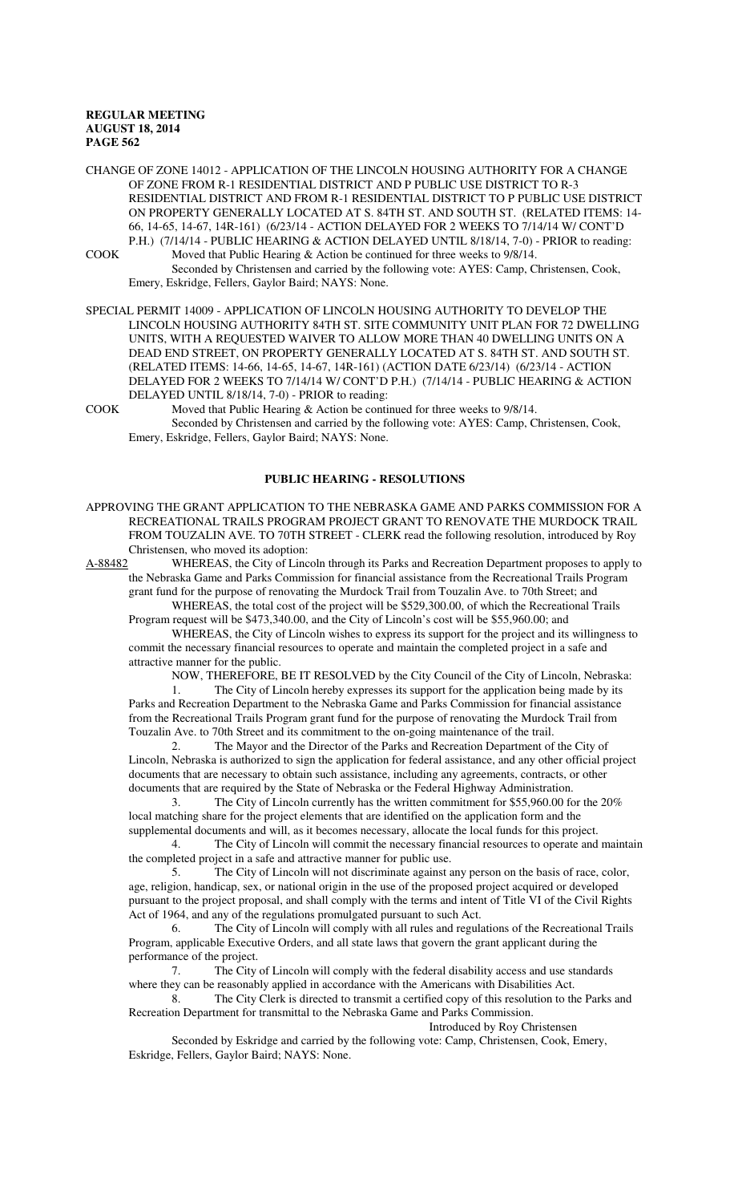CHANGE OF ZONE 14012 - APPLICATION OF THE LINCOLN HOUSING AUTHORITY FOR A CHANGE OF ZONE FROM R-1 RESIDENTIAL DISTRICT AND P PUBLIC USE DISTRICT TO R-3 RESIDENTIAL DISTRICT AND FROM R-1 RESIDENTIAL DISTRICT TO P PUBLIC USE DISTRICT ON PROPERTY GENERALLY LOCATED AT S. 84TH ST. AND SOUTH ST. (RELATED ITEMS: 14-66, 14-65, 14-67, 14R-161) (6/23/14 - ACTION DELAYED FOR 2 WEEKS TO 7/14/14 W/ CONT'D P.H.) (7/14/14 - PUBLIC HEARING & ACTION DELAYED UNTIL 8/18/14, 7-0) - PRIOR to reading:

COOK Moved that Public Hearing & Action be continued for three weeks to 9/8/14.

Seconded by Christensen and carried by the following vote: AYES: Camp, Christensen, Cook, Emery, Eskridge, Fellers, Gaylor Baird; NAYS: None.

SPECIAL PERMIT 14009 - APPLICATION OF LINCOLN HOUSING AUTHORITY TO DEVELOP THE LINCOLN HOUSING AUTHORITY 84TH ST. SITE COMMUNITY UNIT PLAN FOR 72 DWELLING UNITS, WITH A REQUESTED WAIVER TO ALLOW MORE THAN 40 DWELLING UNITS ON A DEAD END STREET, ON PROPERTY GENERALLY LOCATED AT S. 84TH ST. AND SOUTH ST. (RELATED ITEMS: 14-66, 14-65, 14-67, 14R-161) (ACTION DATE 6/23/14) (6/23/14 - ACTION DELAYED FOR 2 WEEKS TO 7/14/14 W/ CONT'D P.H.) (7/14/14 - PUBLIC HEARING & ACTION DELAYED UNTIL 8/18/14, 7-0) - PRIOR to reading:

COOK Moved that Public Hearing & Action be continued for three weeks to 9/8/14.

Seconded by Christensen and carried by the following vote: AYES: Camp, Christensen, Cook, Emery, Eskridge, Fellers, Gaylor Baird; NAYS: None.

## PUBLIC HEARING - RESOLUTIONS

APPROVING THE GRANT APPLICATION TO THE NEBRASKA GAME AND PARKS COMMISSION FOR A RECREATIONAL TRAILS PROGRAM PROJECT GRANT TO RENOVATE THE MURDOCK TRAIL FROM TOUZALIN AVE. TO 70TH STREET - CLERK read the following resolution, introduced by Roy Christensen, who moved its adoption:

A-88482 WHEREAS, the City of Lincoln through its Parks and Recreation Department proposes to apply to the Nebraska Game and Parks Commission for financial assistance from the Recreational Trails Program grant fund for the purpose of renovating the Murdock Trail from Touzalin Ave. to 70th Street; and

WHEREAS, the total cost of the project will be $529,300.00, of which the Recreational Trails Program request will be $473,340.00, and the City of Lincoln's cost will be $55,960.00; and

WHEREAS, the City of Lincoln wishes to express its support for the project and its willingness to commit the necessary financial resources to operate and maintain the completed project in a safe and attractive manner for the public.

NOW, THEREFORE, BE IT RESOLVED by the City Council of the City of Lincoln, Nebraska:

1. The City of Lincoln hereby expresses its support for the application being made by its Parks and Recreation Department to the Nebraska Game and Parks Commission for financial assistance from the Recreational Trails Program grant fund for the purpose of renovating the Murdock Trail from Touzalin Ave. to 70th Street and its commitment to the on-going maintenance of the trail.

2. The Mayor and the Director of the Parks and Recreation Department of the City of Lincoln, Nebraska is authorized to sign the application for federal assistance, and any other official project documents that are necessary to obtain such assistance, including any agreements, contracts, or other documents that are required by the State of Nebraska or the Federal Highway Administration.

3. The City of Lincoln currently has the written commitment for $55,960.00 for the 20% local matching share for the project elements that are identified on the application form and the supplemental documents and will, as it becomes necessary, allocate the local funds for this project.

4. The City of Lincoln will commit the necessary financial resources to operate and maintain the completed project in a safe and attractive manner for public use.

5. The City of Lincoln will not discriminate against any person on the basis of race, color, age, religion, handicap, sex, or national origin in the use of the proposed project acquired or developed pursuant to the project proposal, and shall comply with the terms and intent of Title VI of the Civil Rights Act of 1964, and any of the regulations promulgated pursuant to such Act.

6. The City of Lincoln will comply with all rules and regulations of the Recreational Trails Program, applicable Executive Orders, and all state laws that govern the grant applicant during the performance of the project.

7. The City of Lincoln will comply with the federal disability access and use standards where they can be reasonably applied in accordance with the Americans with Disabilities Act.

8. The City Clerk is directed to transmit a certified copy of this resolution to the Parks and Recreation Department for transmittal to the Nebraska Game and Parks Commission.

Introduced by Roy Christensen

Seconded by Eskridge and carried by the following vote: Camp, Christensen, Cook, Emery, Eskridge, Fellers, Gaylor Baird; NAYS: None.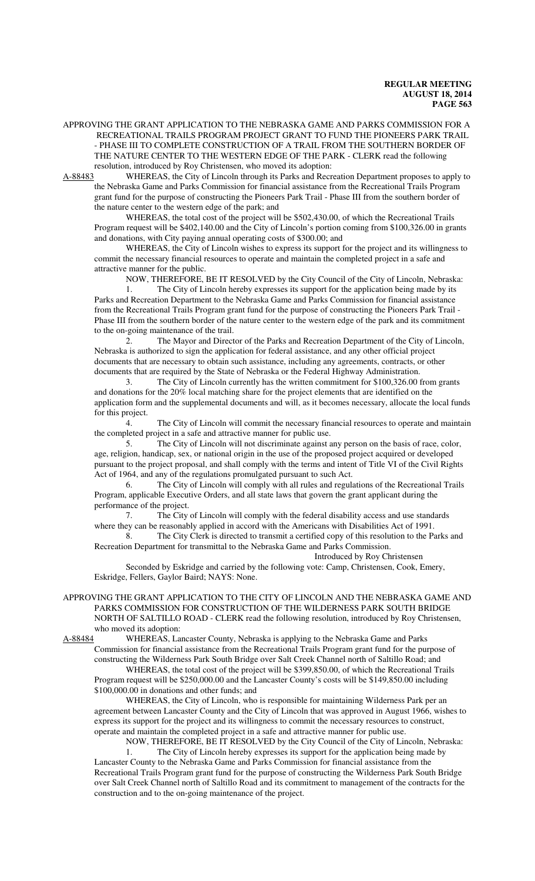APPROVING THE GRANT APPLICATION TO THE NEBRASKA GAME AND PARKS COMMISSION FOR A RECREATIONAL TRAILS PROGRAM PROJECT GRANT TO FUND THE PIONEERS PARK TRAIL - PHASE III TO COMPLETE CONSTRUCTION OF A TRAIL FROM THE SOUTHERN BORDER OF THE NATURE CENTER TO THE WESTERN EDGE OF THE PARK - CLERK read the following resolution, introduced by Roy Christensen, who moved its adoption:

A-88483 WHEREAS, the City of Lincoln through its Parks and Recreation Department proposes to apply to the Nebraska Game and Parks Commission for financial assistance from the Recreational Trails Program grant fund for the purpose of constructing the Pioneers Park Trail - Phase III from the southern border of the nature center to the western edge of the park; and

WHEREAS, the total cost of the project will be $502,430.00, of which the Recreational Trails Program request will be $402,140.00 and the City of Lincoln's portion coming from $100,326.00 in grants and donations, with City paying annual operating costs of $300.00; and

WHEREAS, the City of Lincoln wishes to express its support for the project and its willingness to commit the necessary financial resources to operate and maintain the completed project in a safe and attractive manner for the public.

NOW, THEREFORE, BE IT RESOLVED by the City Council of the City of Lincoln, Nebraska:

1. The City of Lincoln hereby expresses its support for the application being made by its Parks and Recreation Department to the Nebraska Game and Parks Commission for financial assistance from the Recreational Trails Program grant fund for the purpose of constructing the Pioneers Park Trail - Phase III from the southern border of the nature center to the western edge of the park and its commitment to the on-going maintenance of the trail.

2. The Mayor and Director of the Parks and Recreation Department of the City of Lincoln, Nebraska is authorized to sign the application for federal assistance, and any other official project documents that are necessary to obtain such assistance, including any agreements, contracts, or other documents that are required by the State of Nebraska or the Federal Highway Administration.

3. The City of Lincoln currently has the written commitment for $100,326.00 from grants and donations for the 20% local matching share for the project elements that are identified on the application form and the supplemental documents and will, as it becomes necessary, allocate the local funds for this project.

4. The City of Lincoln will commit the necessary financial resources to operate and maintain the completed project in a safe and attractive manner for public use.

5. The City of Lincoln will not discriminate against any person on the basis of race, color, age, religion, handicap, sex, or national origin in the use of the proposed project acquired or developed pursuant to the project proposal, and shall comply with the terms and intent of Title VI of the Civil Rights Act of 1964, and any of the regulations promulgated pursuant to such Act.

6. The City of Lincoln will comply with all rules and regulations of the Recreational Trails Program, applicable Executive Orders, and all state laws that govern the grant applicant during the performance of the project.

7. The City of Lincoln will comply with the federal disability access and use standards where they can be reasonably applied in accord with the Americans with Disabilities Act of 1991.

8. The City Clerk is directed to transmit a certified copy of this resolution to the Parks and Recreation Department for transmittal to the Nebraska Game and Parks Commission.

Introduced by Roy Christensen

Seconded by Eskridge and carried by the following vote: Camp, Christensen, Cook, Emery, Eskridge, Fellers, Gaylor Baird; NAYS: None.

APPROVING THE GRANT APPLICATION TO THE CITY OF LINCOLN AND THE NEBRASKA GAME AND PARKS COMMISSION FOR CONSTRUCTION OF THE WILDERNESS PARK SOUTH BRIDGE NORTH OF SALTILLO ROAD - CLERK read the following resolution, introduced by Roy Christensen, who moved its adoption:

A-88484 WHEREAS, Lancaster County, Nebraska is applying to the Nebraska Game and Parks Commission for financial assistance from the Recreational Trails Program grant fund for the purpose of constructing the Wilderness Park South Bridge over Salt Creek Channel north of Saltillo Road; and

WHEREAS, the total cost of the project will be $399,850.00, of which the Recreational Trails Program request will be $250,000.00 and the Lancaster County's costs will be $149,850.00 including $100,000.00 in donations and other funds; and

WHEREAS, the City of Lincoln, who is responsible for maintaining Wilderness Park per an agreement between Lancaster County and the City of Lincoln that was approved in August 1966, wishes to express its support for the project and its willingness to commit the necessary resources to construct, operate and maintain the completed project in a safe and attractive manner for public use.

NOW, THEREFORE, BE IT RESOLVED by the City Council of the City of Lincoln, Nebraska:

1. The City of Lincoln hereby expresses its support for the application being made by Lancaster County to the Nebraska Game and Parks Commission for financial assistance from the Recreational Trails Program grant fund for the purpose of constructing the Wilderness Park South Bridge over Salt Creek Channel north of Saltillo Road and its commitment to management of the contracts for the construction and to the on-going maintenance of the project.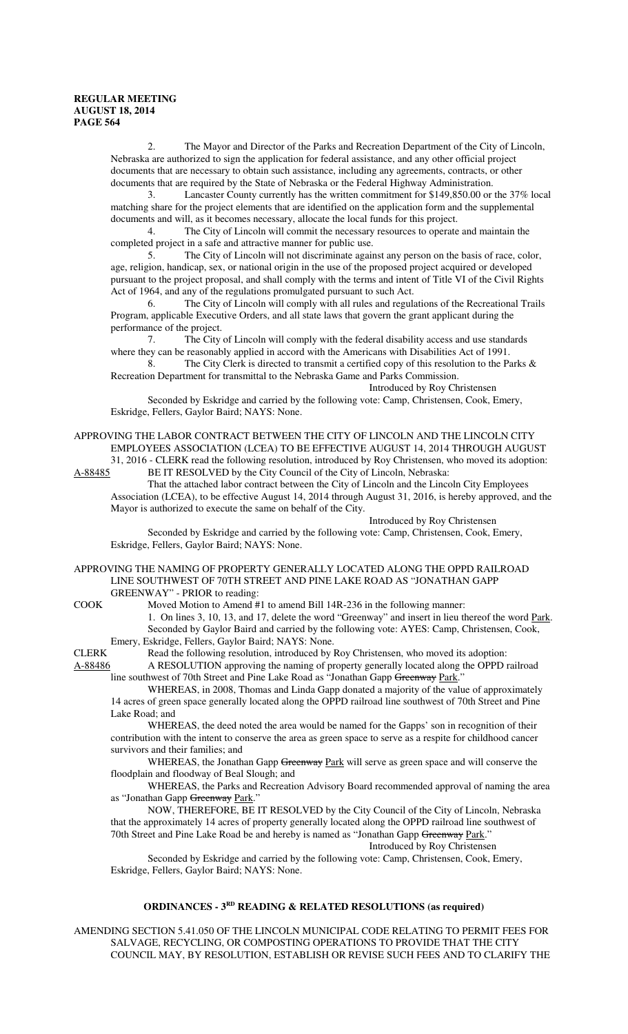2. The Mayor and Director of the Parks and Recreation Department of the City of Lincoln, Nebraska are authorized to sign the application for federal assistance, and any other official project documents that are necessary to obtain such assistance, including any agreements, contracts, or other documents that are required by the State of Nebraska or the Federal Highway Administration.

3. Lancaster County currently has the written commitment for $149,850.00 or the 37% local matching share for the project elements that are identified on the application form and the supplemental documents and will, as it becomes necessary, allocate the local funds for this project.

4. The City of Lincoln will commit the necessary resources to operate and maintain the completed project in a safe and attractive manner for public use.

5. The City of Lincoln will not discriminate against any person on the basis of race, color, age, religion, handicap, sex, or national origin in the use of the proposed project acquired or developed pursuant to the project proposal, and shall comply with the terms and intent of Title VI of the Civil Rights Act of 1964, and any of the regulations promulgated pursuant to such Act.

6. The City of Lincoln will comply with all rules and regulations of the Recreational Trails Program, applicable Executive Orders, and all state laws that govern the grant applicant during the performance of the project.

7. The City of Lincoln will comply with the federal disability access and use standards where they can be reasonably applied in accord with the Americans with Disabilities Act of 1991.

8. The City Clerk is directed to transmit a certified copy of this resolution to the Parks & Recreation Department for transmittal to the Nebraska Game and Parks Commission.

Introduced by Roy Christensen

Seconded by Eskridge and carried by the following vote: Camp, Christensen, Cook, Emery, Eskridge, Fellers, Gaylor Baird; NAYS: None.

APPROVING THE LABOR CONTRACT BETWEEN THE CITY OF LINCOLN AND THE LINCOLN CITY EMPLOYEES ASSOCIATION (LCEA) TO BE EFFECTIVE AUGUST 14, 2014 THROUGH AUGUST 31, 2016 - CLERK read the following resolution, introduced by Roy Christensen, who moved its adoption:

A-88485 BE IT RESOLVED by the City Council of the City of Lincoln, Nebraska:

That the attached labor contract between the City of Lincoln and the Lincoln City Employees Association (LCEA), to be effective August 14, 2014 through August 31, 2016, is hereby approved, and the Mayor is authorized to execute the same on behalf of the City.

Introduced by Roy Christensen

Seconded by Eskridge and carried by the following vote: Camp, Christensen, Cook, Emery, Eskridge, Fellers, Gaylor Baird; NAYS: None.

APPROVING THE NAMING OF PROPERTY GENERALLY LOCATED ALONG THE OPPD RAILROAD LINE SOUTHWEST OF 70TH STREET AND PINE LAKE ROAD AS "JONATHAN GAPP GREENWAY" - PRIOR to reading:

COOK Moved Motion to Amend #1 to amend Bill 14R-236 in the following manner:

1. On lines 3, 10, 13, and 17, delete the word "Greenway" and insert in lieu thereof the word Park.

Seconded by Gaylor Baird and carried by the following vote: AYES: Camp, Christensen, Cook, Emery, Eskridge, Fellers, Gaylor Baird; NAYS: None.

CLERK Read the following resolution, introduced by Roy Christensen, who moved its adoption:

A-88486 A RESOLUTION approving the naming of property generally located along the OPPD railroad line southwest of 70th Street and Pine Lake Road as "Jonathan Gapp ~~Greenway~~ Park."

WHEREAS, in 2008, Thomas and Linda Gapp donated a majority of the value of approximately 14 acres of green space generally located along the OPPD railroad line southwest of 70th Street and Pine Lake Road; and

WHEREAS, the deed noted the area would be named for the Gapps' son in recognition of their contribution with the intent to conserve the area as green space to serve as a respite for childhood cancer survivors and their families; and

WHEREAS, the Jonathan Gapp ~~Greenway~~ Park will serve as green space and will conserve the floodplain and floodway of Beal Slough; and

WHEREAS, the Parks and Recreation Advisory Board recommended approval of naming the area as "Jonathan Gapp ~~Greenway~~ Park."

NOW, THEREFORE, BE IT RESOLVED by the City Council of the City of Lincoln, Nebraska that the approximately 14 acres of property generally located along the OPPD railroad line southwest of 70th Street and Pine Lake Road be and hereby is named as "Jonathan Gapp ~~Greenway~~ Park."

Introduced by Roy Christensen

Seconded by Eskridge and carried by the following vote: Camp, Christensen, Cook, Emery, Eskridge, Fellers, Gaylor Baird; NAYS: None.

## ORDINANCES - 3RD READING & RELATED RESOLUTIONS (as required)

AMENDING SECTION 5.41.050 OF THE LINCOLN MUNICIPAL CODE RELATING TO PERMIT FEES FOR SALVAGE, RECYCLING, OR COMPOSTING OPERATIONS TO PROVIDE THAT THE CITY COUNCIL MAY, BY RESOLUTION, ESTABLISH OR REVISE SUCH FEES AND TO CLARIFY THE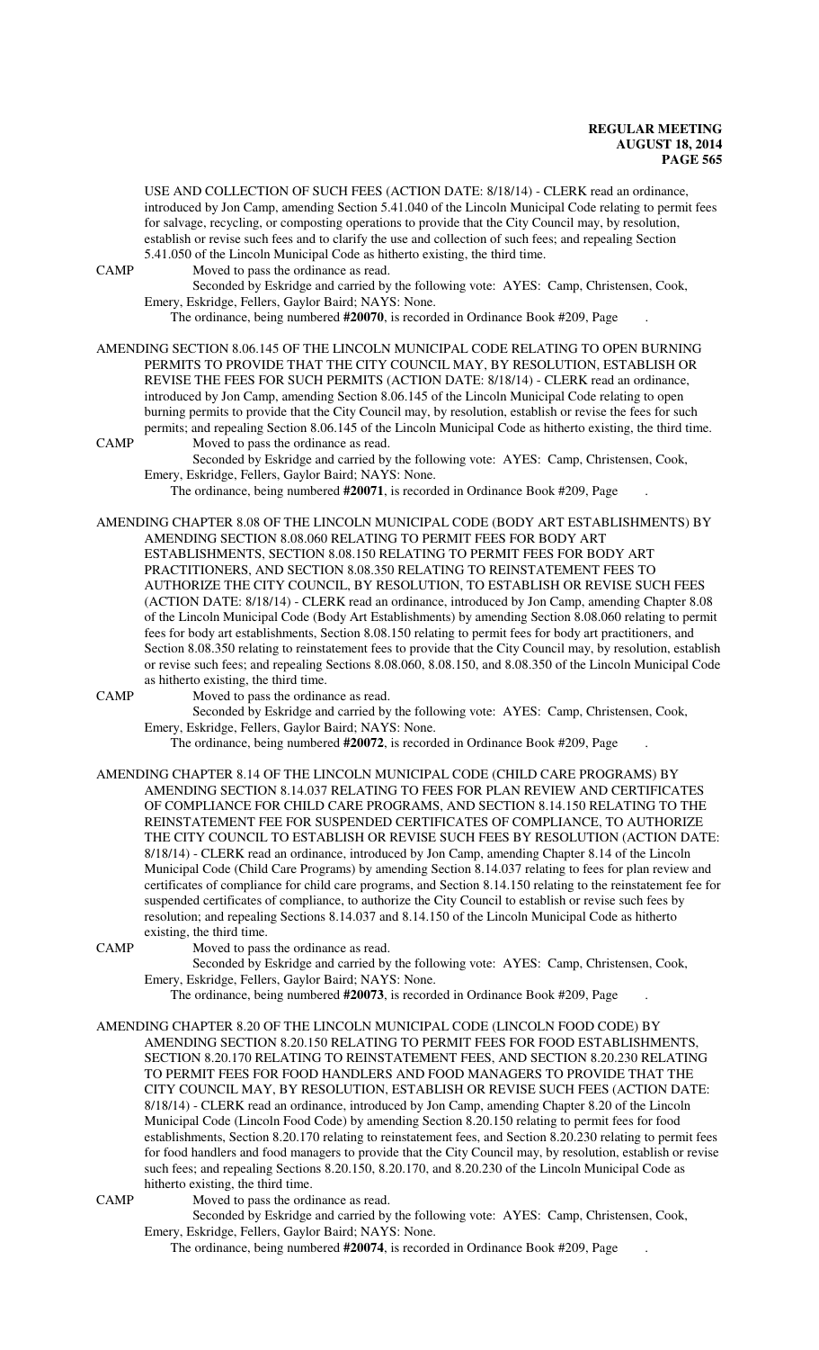USE AND COLLECTION OF SUCH FEES (ACTION DATE: 8/18/14) - CLERK read an ordinance, introduced by Jon Camp, amending Section 5.41.040 of the Lincoln Municipal Code relating to permit fees for salvage, recycling, or composting operations to provide that the City Council may, by resolution, establish or revise such fees and to clarify the use and collection of such fees; and repealing Section 5.41.050 of the Lincoln Municipal Code as hitherto existing, the third time.

CAMP Moved to pass the ordinance as read.

Seconded by Eskridge and carried by the following vote: AYES: Camp, Christensen, Cook, Emery, Eskridge, Fellers, Gaylor Baird; NAYS: None.

The ordinance, being numbered **#20070**, is recorded in Ordinance Book #209, Page .

AMENDING SECTION 8.06.145 OF THE LINCOLN MUNICIPAL CODE RELATING TO OPEN BURNING PERMITS TO PROVIDE THAT THE CITY COUNCIL MAY, BY RESOLUTION, ESTABLISH OR REVISE THE FEES FOR SUCH PERMITS (ACTION DATE: 8/18/14) - CLERK read an ordinance, introduced by Jon Camp, amending Section 8.06.145 of the Lincoln Municipal Code relating to open burning permits to provide that the City Council may, by resolution, establish or revise the fees for such permits; and repealing Section 8.06.145 of the Lincoln Municipal Code as hitherto existing, the third time.

CAMP Moved to pass the ordinance as read.

Seconded by Eskridge and carried by the following vote: AYES: Camp, Christensen, Cook, Emery, Eskridge, Fellers, Gaylor Baird; NAYS: None.

The ordinance, being numbered **#20071**, is recorded in Ordinance Book #209, Page .

AMENDING CHAPTER 8.08 OF THE LINCOLN MUNICIPAL CODE (BODY ART ESTABLISHMENTS) BY AMENDING SECTION 8.08.060 RELATING TO PERMIT FEES FOR BODY ART ESTABLISHMENTS, SECTION 8.08.150 RELATING TO PERMIT FEES FOR BODY ART PRACTITIONERS, AND SECTION 8.08.350 RELATING TO REINSTATEMENT FEES TO AUTHORIZE THE CITY COUNCIL, BY RESOLUTION, TO ESTABLISH OR REVISE SUCH FEES (ACTION DATE: 8/18/14) - CLERK read an ordinance, introduced by Jon Camp, amending Chapter 8.08 of the Lincoln Municipal Code (Body Art Establishments) by amending Section 8.08.060 relating to permit fees for body art establishments, Section 8.08.150 relating to permit fees for body art practitioners, and Section 8.08.350 relating to reinstatement fees to provide that the City Council may, by resolution, establish or revise such fees; and repealing Sections 8.08.060, 8.08.150, and 8.08.350 of the Lincoln Municipal Code as hitherto existing, the third time.

CAMP Moved to pass the ordinance as read.

Seconded by Eskridge and carried by the following vote: AYES: Camp, Christensen, Cook, Emery, Eskridge, Fellers, Gaylor Baird; NAYS: None.

The ordinance, being numbered **#20072**, is recorded in Ordinance Book #209, Page .

AMENDING CHAPTER 8.14 OF THE LINCOLN MUNICIPAL CODE (CHILD CARE PROGRAMS) BY AMENDING SECTION 8.14.037 RELATING TO FEES FOR PLAN REVIEW AND CERTIFICATES OF COMPLIANCE FOR CHILD CARE PROGRAMS, AND SECTION 8.14.150 RELATING TO THE REINSTATEMENT FEE FOR SUSPENDED CERTIFICATES OF COMPLIANCE, TO AUTHORIZE THE CITY COUNCIL TO ESTABLISH OR REVISE SUCH FEES BY RESOLUTION (ACTION DATE: 8/18/14) - CLERK read an ordinance, introduced by Jon Camp, amending Chapter 8.14 of the Lincoln Municipal Code (Child Care Programs) by amending Section 8.14.037 relating to fees for plan review and certificates of compliance for child care programs, and Section 8.14.150 relating to the reinstatement fee for suspended certificates of compliance, to authorize the City Council to establish or revise such fees by resolution; and repealing Sections 8.14.037 and 8.14.150 of the Lincoln Municipal Code as hitherto existing, the third time.

CAMP Moved to pass the ordinance as read.

Seconded by Eskridge and carried by the following vote: AYES: Camp, Christensen, Cook, Emery, Eskridge, Fellers, Gaylor Baird; NAYS: None.

The ordinance, being numbered **#20073**, is recorded in Ordinance Book #209, Page .

AMENDING CHAPTER 8.20 OF THE LINCOLN MUNICIPAL CODE (LINCOLN FOOD CODE) BY AMENDING SECTION 8.20.150 RELATING TO PERMIT FEES FOR FOOD ESTABLISHMENTS, SECTION 8.20.170 RELATING TO REINSTATEMENT FEES, AND SECTION 8.20.230 RELATING TO PERMIT FEES FOR FOOD HANDLERS AND FOOD MANAGERS TO PROVIDE THAT THE CITY COUNCIL MAY, BY RESOLUTION, ESTABLISH OR REVISE SUCH FEES (ACTION DATE: 8/18/14) - CLERK read an ordinance, introduced by Jon Camp, amending Chapter 8.20 of the Lincoln Municipal Code (Lincoln Food Code) by amending Section 8.20.150 relating to permit fees for food establishments, Section 8.20.170 relating to reinstatement fees, and Section 8.20.230 relating to permit fees for food handlers and food managers to provide that the City Council may, by resolution, establish or revise such fees; and repealing Sections 8.20.150, 8.20.170, and 8.20.230 of the Lincoln Municipal Code as hitherto existing, the third time.

CAMP Moved to pass the ordinance as read.

Seconded by Eskridge and carried by the following vote: AYES: Camp, Christensen, Cook, Emery, Eskridge, Fellers, Gaylor Baird; NAYS: None.

The ordinance, being numbered **#20074**, is recorded in Ordinance Book #209, Page .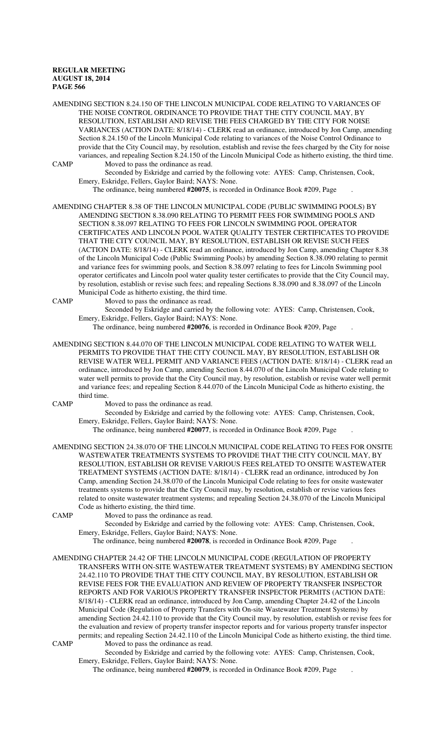AMENDING SECTION 8.24.150 OF THE LINCOLN MUNICIPAL CODE RELATING TO VARIANCES OF THE NOISE CONTROL ORDINANCE TO PROVIDE THAT THE CITY COUNCIL MAY, BY RESOLUTION, ESTABLISH AND REVISE THE FEES CHARGED BY THE CITY FOR NOISE VARIANCES (ACTION DATE: 8/18/14) - CLERK read an ordinance, introduced by Jon Camp, amending Section 8.24.150 of the Lincoln Municipal Code relating to variances of the Noise Control Ordinance to provide that the City Council may, by resolution, establish and revise the fees charged by the City for noise variances, and repealing Section 8.24.150 of the Lincoln Municipal Code as hitherto existing, the third time.

CAMP Moved to pass the ordinance as read.

Seconded by Eskridge and carried by the following vote: AYES: Camp, Christensen, Cook, Emery, Eskridge, Fellers, Gaylor Baird; NAYS: None.

The ordinance, being numbered **#20075**, is recorded in Ordinance Book #209, Page .

AMENDING CHAPTER 8.38 OF THE LINCOLN MUNICIPAL CODE (PUBLIC SWIMMING POOLS) BY AMENDING SECTION 8.38.090 RELATING TO PERMIT FEES FOR SWIMMING POOLS AND SECTION 8.38.097 RELATING TO FEES FOR LINCOLN SWIMMING POOL OPERATOR CERTIFICATES AND LINCOLN POOL WATER QUALITY TESTER CERTIFICATES TO PROVIDE THAT THE CITY COUNCIL MAY, BY RESOLUTION, ESTABLISH OR REVISE SUCH FEES (ACTION DATE: 8/18/14) - CLERK read an ordinance, introduced by Jon Camp, amending Chapter 8.38 of the Lincoln Municipal Code (Public Swimming Pools) by amending Section 8.38.090 relating to permit and variance fees for swimming pools, and Section 8.38.097 relating to fees for Lincoln Swimming pool operator certificates and Lincoln pool water quality tester certificates to provide that the City Council may, by resolution, establish or revise such fees; and repealing Sections 8.38.090 and 8.38.097 of the Lincoln Municipal Code as hitherto existing, the third time.

CAMP Moved to pass the ordinance as read.

Seconded by Eskridge and carried by the following vote: AYES: Camp, Christensen, Cook, Emery, Eskridge, Fellers, Gaylor Baird; NAYS: None.

The ordinance, being numbered **#20076**, is recorded in Ordinance Book #209, Page .

AMENDING SECTION 8.44.070 OF THE LINCOLN MUNICIPAL CODE RELATING TO WATER WELL PERMITS TO PROVIDE THAT THE CITY COUNCIL MAY, BY RESOLUTION, ESTABLISH OR REVISE WATER WELL PERMIT AND VARIANCE FEES (ACTION DATE: 8/18/14) - CLERK read an ordinance, introduced by Jon Camp, amending Section 8.44.070 of the Lincoln Municipal Code relating to water well permits to provide that the City Council may, by resolution, establish or revise water well permit and variance fees; and repealing Section 8.44.070 of the Lincoln Municipal Code as hitherto existing, the third time.

CAMP Moved to pass the ordinance as read.

Seconded by Eskridge and carried by the following vote: AYES: Camp, Christensen, Cook, Emery, Eskridge, Fellers, Gaylor Baird; NAYS: None.

The ordinance, being numbered **#20077**, is recorded in Ordinance Book #209, Page .

AMENDING SECTION 24.38.070 OF THE LINCOLN MUNICIPAL CODE RELATING TO FEES FOR ONSITE WASTEWATER TREATMENTS SYSTEMS TO PROVIDE THAT THE CITY COUNCIL MAY, BY RESOLUTION, ESTABLISH OR REVISE VARIOUS FEES RELATED TO ONSITE WASTEWATER TREATMENT SYSTEMS (ACTION DATE: 8/18/14) - CLERK read an ordinance, introduced by Jon Camp, amending Section 24.38.070 of the Lincoln Municipal Code relating to fees for onsite wastewater treatments systems to provide that the City Council may, by resolution, establish or revise various fees related to onsite wastewater treatment systems; and repealing Section 24.38.070 of the Lincoln Municipal Code as hitherto existing, the third time.

CAMP Moved to pass the ordinance as read.

Seconded by Eskridge and carried by the following vote: AYES: Camp, Christensen, Cook, Emery, Eskridge, Fellers, Gaylor Baird; NAYS: None.

The ordinance, being numbered **#20078**, is recorded in Ordinance Book #209, Page .

AMENDING CHAPTER 24.42 OF THE LINCOLN MUNICIPAL CODE (REGULATION OF PROPERTY TRANSFERS WITH ON-SITE WASTEWATER TREATMENT SYSTEMS) BY AMENDING SECTION 24.42.110 TO PROVIDE THAT THE CITY COUNCIL MAY, BY RESOLUTION, ESTABLISH OR REVISE FEES FOR THE EVALUATION AND REVIEW OF PROPERTY TRANSFER INSPECTOR REPORTS AND FOR VARIOUS PROPERTY TRANSFER INSPECTOR PERMITS (ACTION DATE: 8/18/14) - CLERK read an ordinance, introduced by Jon Camp, amending Chapter 24.42 of the Lincoln Municipal Code (Regulation of Property Transfers with On-site Wastewater Treatment Systems) by amending Section 24.42.110 to provide that the City Council may, by resolution, establish or revise fees for the evaluation and review of property transfer inspector reports and for various property transfer inspector permits; and repealing Section 24.42.110 of the Lincoln Municipal Code as hitherto existing, the third time.

CAMP Moved to pass the ordinance as read.

Seconded by Eskridge and carried by the following vote: AYES: Camp, Christensen, Cook, Emery, Eskridge, Fellers, Gaylor Baird; NAYS: None.

The ordinance, being numbered **#20079**, is recorded in Ordinance Book #209, Page .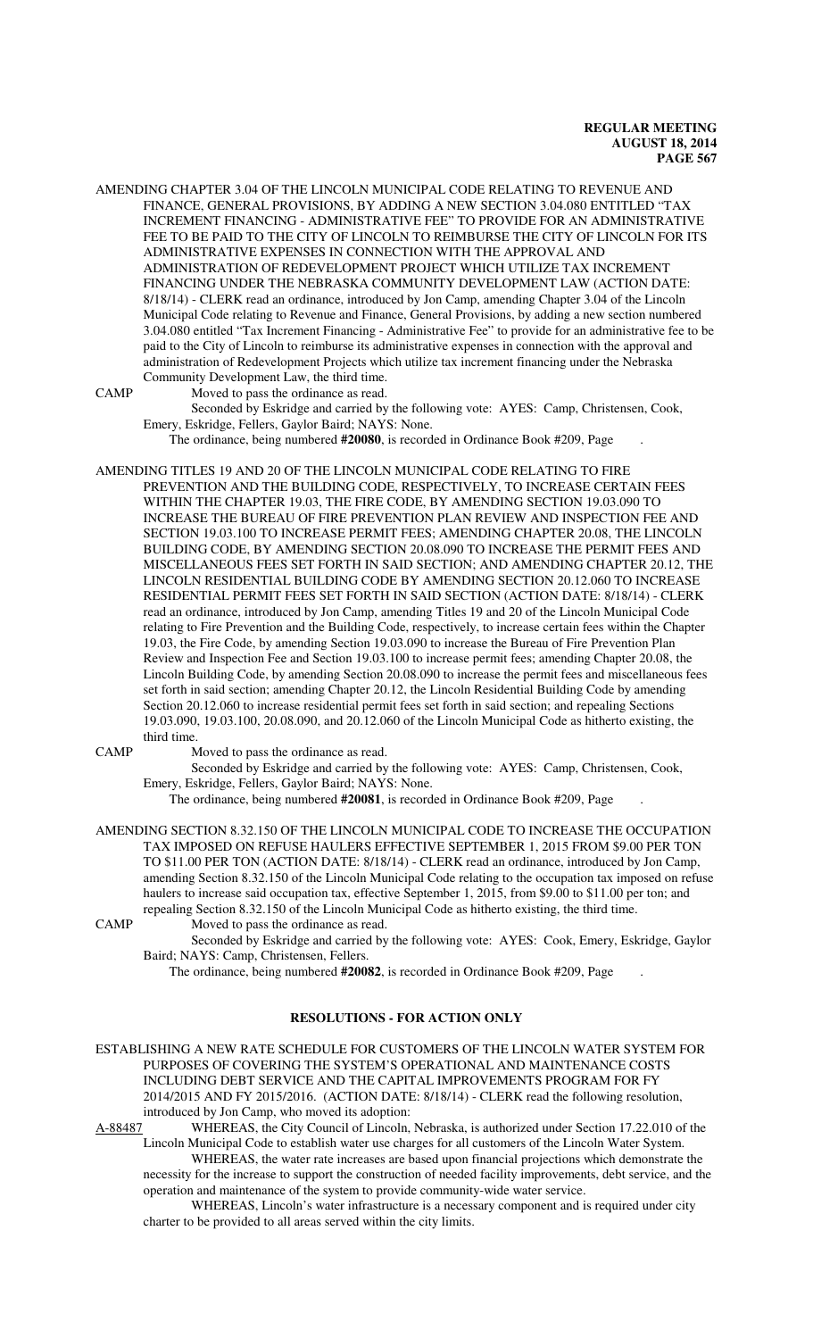AMENDING CHAPTER 3.04 OF THE LINCOLN MUNICIPAL CODE RELATING TO REVENUE AND FINANCE, GENERAL PROVISIONS, BY ADDING A NEW SECTION 3.04.080 ENTITLED "TAX INCREMENT FINANCING - ADMINISTRATIVE FEE" TO PROVIDE FOR AN ADMINISTRATIVE FEE TO BE PAID TO THE CITY OF LINCOLN TO REIMBURSE THE CITY OF LINCOLN FOR ITS ADMINISTRATIVE EXPENSES IN CONNECTION WITH THE APPROVAL AND ADMINISTRATION OF REDEVELOPMENT PROJECT WHICH UTILIZE TAX INCREMENT FINANCING UNDER THE NEBRASKA COMMUNITY DEVELOPMENT LAW (ACTION DATE: 8/18/14) - CLERK read an ordinance, introduced by Jon Camp, amending Chapter 3.04 of the Lincoln Municipal Code relating to Revenue and Finance, General Provisions, by adding a new section numbered 3.04.080 entitled "Tax Increment Financing - Administrative Fee" to provide for an administrative fee to be paid to the City of Lincoln to reimburse its administrative expenses in connection with the approval and administration of Redevelopment Projects which utilize tax increment financing under the Nebraska Community Development Law, the third time.

CAMP Moved to pass the ordinance as read.

Seconded by Eskridge and carried by the following vote: AYES: Camp, Christensen, Cook, Emery, Eskridge, Fellers, Gaylor Baird; NAYS: None.

The ordinance, being numbered **#20080**, is recorded in Ordinance Book #209, Page .

AMENDING TITLES 19 AND 20 OF THE LINCOLN MUNICIPAL CODE RELATING TO FIRE PREVENTION AND THE BUILDING CODE, RESPECTIVELY, TO INCREASE CERTAIN FEES WITHIN THE CHAPTER 19.03, THE FIRE CODE, BY AMENDING SECTION 19.03.090 TO INCREASE THE BUREAU OF FIRE PREVENTION PLAN REVIEW AND INSPECTION FEE AND SECTION 19.03.100 TO INCREASE PERMIT FEES; AMENDING CHAPTER 20.08, THE LINCOLN BUILDING CODE, BY AMENDING SECTION 20.08.090 TO INCREASE THE PERMIT FEES AND MISCELLANEOUS FEES SET FORTH IN SAID SECTION; AND AMENDING CHAPTER 20.12, THE LINCOLN RESIDENTIAL BUILDING CODE BY AMENDING SECTION 20.12.060 TO INCREASE RESIDENTIAL PERMIT FEES SET FORTH IN SAID SECTION (ACTION DATE: 8/18/14) - CLERK read an ordinance, introduced by Jon Camp, amending Titles 19 and 20 of the Lincoln Municipal Code relating to Fire Prevention and the Building Code, respectively, to increase certain fees within the Chapter 19.03, the Fire Code, by amending Section 19.03.090 to increase the Bureau of Fire Prevention Plan Review and Inspection Fee and Section 19.03.100 to increase permit fees; amending Chapter 20.08, the Lincoln Building Code, by amending Section 20.08.090 to increase the permit fees and miscellaneous fees set forth in said section; amending Chapter 20.12, the Lincoln Residential Building Code by amending Section 20.12.060 to increase residential permit fees set forth in said section; and repealing Sections 19.03.090, 19.03.100, 20.08.090, and 20.12.060 of the Lincoln Municipal Code as hitherto existing, the third time.

CAMP Moved to pass the ordinance as read.

Seconded by Eskridge and carried by the following vote: AYES: Camp, Christensen, Cook, Emery, Eskridge, Fellers, Gaylor Baird; NAYS: None.

The ordinance, being numbered **#20081**, is recorded in Ordinance Book #209, Page .

AMENDING SECTION 8.32.150 OF THE LINCOLN MUNICIPAL CODE TO INCREASE THE OCCUPATION TAX IMPOSED ON REFUSE HAULERS EFFECTIVE SEPTEMBER 1, 2015 FROM $9.00 PER TON TO $11.00 PER TON (ACTION DATE: 8/18/14) - CLERK read an ordinance, introduced by Jon Camp, amending Section 8.32.150 of the Lincoln Municipal Code relating to the occupation tax imposed on refuse haulers to increase said occupation tax, effective September 1, 2015, from $9.00 to $11.00 per ton; and repealing Section 8.32.150 of the Lincoln Municipal Code as hitherto existing, the third time.

CAMP Moved to pass the ordinance as read.

Seconded by Eskridge and carried by the following vote: AYES: Cook, Emery, Eskridge, Gaylor Baird; NAYS: Camp, Christensen, Fellers.

The ordinance, being numbered **#20082**, is recorded in Ordinance Book #209, Page .

## RESOLUTIONS - FOR ACTION ONLY

ESTABLISHING A NEW RATE SCHEDULE FOR CUSTOMERS OF THE LINCOLN WATER SYSTEM FOR PURPOSES OF COVERING THE SYSTEM'S OPERATIONAL AND MAINTENANCE COSTS INCLUDING DEBT SERVICE AND THE CAPITAL IMPROVEMENTS PROGRAM FOR FY 2014/2015 AND FY 2015/2016. (ACTION DATE: 8/18/14) - CLERK read the following resolution, introduced by Jon Camp, who moved its adoption:

A-88487 WHEREAS, the City Council of Lincoln, Nebraska, is authorized under Section 17.22.010 of the Lincoln Municipal Code to establish water use charges for all customers of the Lincoln Water System.

WHEREAS, the water rate increases are based upon financial projections which demonstrate the necessity for the increase to support the construction of needed facility improvements, debt service, and the operation and maintenance of the system to provide community-wide water service.

WHEREAS, Lincoln's water infrastructure is a necessary component and is required under city charter to be provided to all areas served within the city limits.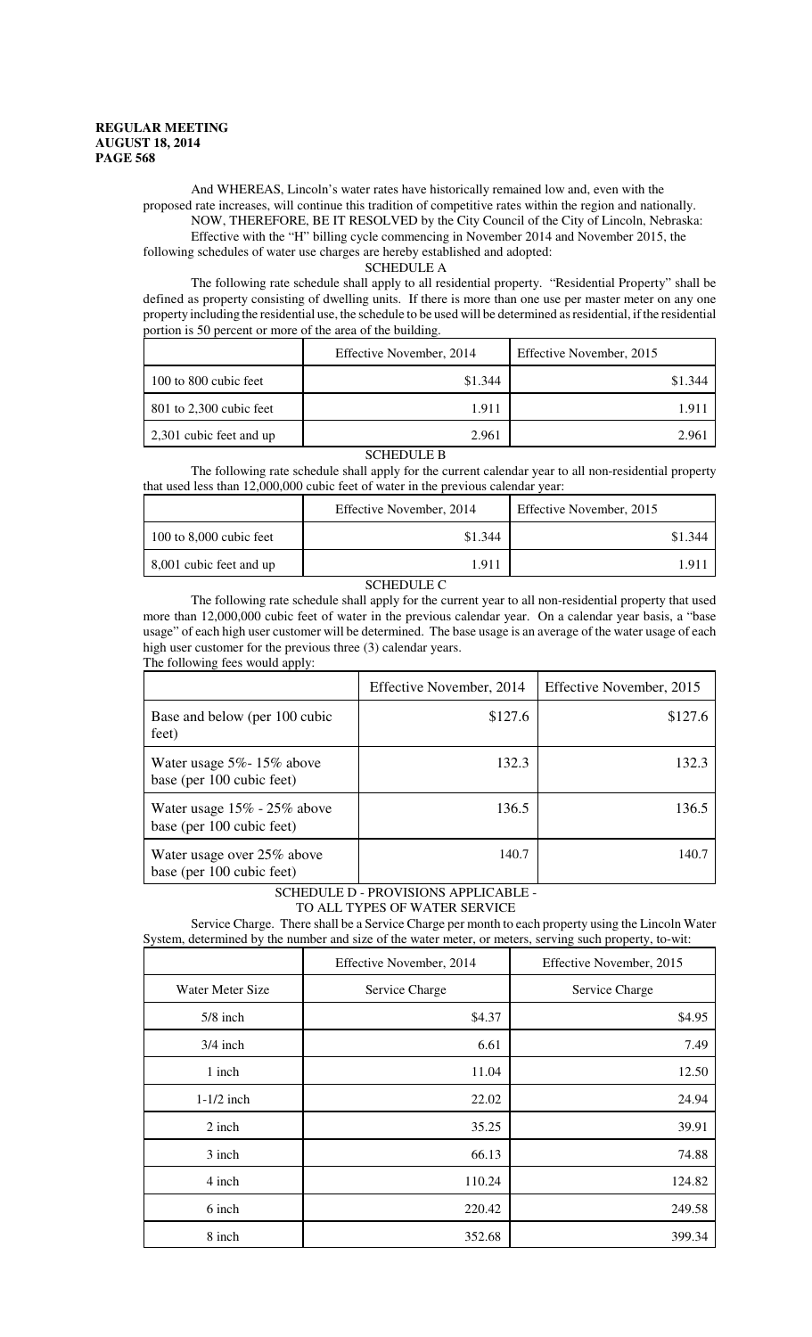And WHEREAS, Lincoln's water rates have historically remained low and, even with the proposed rate increases, will continue this tradition of competitive rates within the region and nationally.

NOW, THEREFORE, BE IT RESOLVED by the City Council of the City of Lincoln, Nebraska:

Effective with the "H" billing cycle commencing in November 2014 and November 2015, the following schedules of water use charges are hereby established and adopted:

SCHEDULE A

The following rate schedule shall apply to all residential property. "Residential Property" shall be defined as property consisting of dwelling units. If there is more than one use per master meter on any one property including the residential use, the schedule to be used will be determined as residential, if the residential portion is 50 percent or more of the area of the building.

| | Effective November, 2014 | Effective November, 2015 |
|---|---|---|
| 100 to 800 cubic feet | $1.344 | $1.344 |
| 801 to 2,300 cubic feet | 1.911 | 1.911 |
| 2,301 cubic feet and up | 2.961 | 2.961 |

SCHEDULE B

The following rate schedule shall apply for the current calendar year to all non-residential property that used less than 12,000,000 cubic feet of water in the previous calendar year:

| | Effective November, 2014 | Effective November, 2015 |
|---|---|---|
| 100 to 8,000 cubic feet | $1.344 | $1.344 |
| 8,001 cubic feet and up | 1.911 | 1.911 |

SCHEDULE C

The following rate schedule shall apply for the current year to all non-residential property that used more than 12,000,000 cubic feet of water in the previous calendar year. On a calendar year basis, a "base usage" of each high user customer will be determined. The base usage is an average of the water usage of each high user customer for the previous three (3) calendar years.

The following fees would apply:

| | Effective November, 2014 | Effective November, 2015 |
|---|---|---|
| Base and below (per 100 cubic feet) | $127.6 | $127.6 |
| Water usage 5%- 15% above base (per 100 cubic feet) | 132.3 | 132.3 |
| Water usage 15% - 25% above base (per 100 cubic feet) | 136.5 | 136.5 |
| Water usage over 25% above base (per 100 cubic feet) | 140.7 | 140.7 |

SCHEDULE D - PROVISIONS APPLICABLE - TO ALL TYPES OF WATER SERVICE

Service Charge. There shall be a Service Charge per month to each property using the Lincoln Water System, determined by the number and size of the water meter, or meters, serving such property, to-wit:

| | Effective November, 2014 | Effective November, 2015 |
|---|---|---|
| Water Meter Size | Service Charge | Service Charge |
| 5/8 inch | $4.37 | $4.95 |
| 3/4 inch | 6.61 | 7.49 |
| 1 inch | 11.04 | 12.50 |
| 1-1/2 inch | 22.02 | 24.94 |
| 2 inch | 35.25 | 39.91 |
| 3 inch | 66.13 | 74.88 |
| 4 inch | 110.24 | 124.82 |
| 6 inch | 220.42 | 249.58 |
| 8 inch | 352.68 | 399.34 |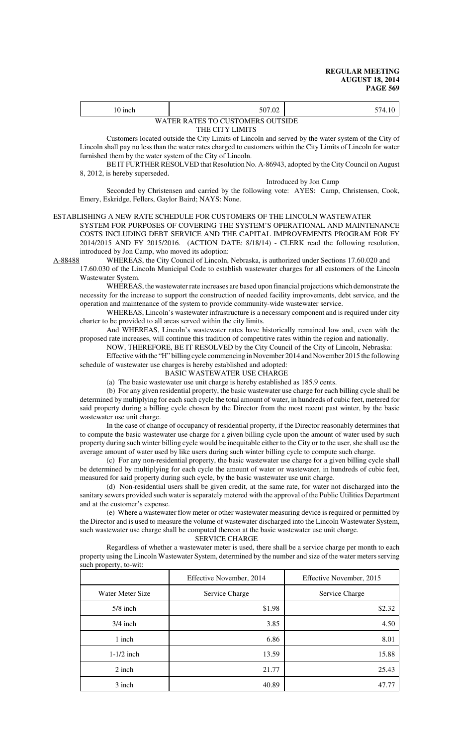| 10 inch | 507.02 | 574.10 |
|---|---|---|

WATER RATES TO CUSTOMERS OUTSIDE
THE CITY LIMITS

Customers located outside the City Limits of Lincoln and served by the water system of the City of Lincoln shall pay no less than the water rates charged to customers within the City Limits of Lincoln for water furnished them by the water system of the City of Lincoln.

BE IT FURTHER RESOLVED that Resolution No. A-86943, adopted by the City Council on August 8, 2012, is hereby superseded.

Introduced by Jon Camp

Seconded by Christensen and carried by the following vote: AYES: Camp, Christensen, Cook, Emery, Eskridge, Fellers, Gaylor Baird; NAYS: None.

ESTABLISHING A NEW RATE SCHEDULE FOR CUSTOMERS OF THE LINCOLN WASTEWATER SYSTEM FOR PURPOSES OF COVERING THE SYSTEM'S OPERATIONAL AND MAINTENANCE COSTS INCLUDING DEBT SERVICE AND THE CAPITAL IMPROVEMENTS PROGRAM FOR FY 2014/2015 AND FY 2015/2016. (ACTION DATE: 8/18/14) - CLERK read the following resolution, introduced by Jon Camp, who moved its adoption:

A-88488 WHEREAS, the City Council of Lincoln, Nebraska, is authorized under Sections 17.60.020 and 17.60.030 of the Lincoln Municipal Code to establish wastewater charges for all customers of the Lincoln Wastewater System.

WHEREAS, the wastewater rate increases are based upon financial projections which demonstrate the necessity for the increase to support the construction of needed facility improvements, debt service, and the operation and maintenance of the system to provide community-wide wastewater service.

WHEREAS, Lincoln's wastewater infrastructure is a necessary component and is required under city charter to be provided to all areas served within the city limits.

And WHEREAS, Lincoln's wastewater rates have historically remained low and, even with the proposed rate increases, will continue this tradition of competitive rates within the region and nationally.

NOW, THEREFORE, BE IT RESOLVED by the City Council of the City of Lincoln, Nebraska:

Effective with the "H" billing cycle commencing in November 2014 and November 2015 the following schedule of wastewater use charges is hereby established and adopted:

BASIC WASTEWATER USE CHARGE

(a) The basic wastewater use unit charge is hereby established as 185.9 cents.

(b) For any given residential property, the basic wastewater use charge for each billing cycle shall be determined by multiplying for each such cycle the total amount of water, in hundreds of cubic feet, metered for said property during a billing cycle chosen by the Director from the most recent past winter, by the basic wastewater use unit charge.

In the case of change of occupancy of residential property, if the Director reasonably determines that to compute the basic wastewater use charge for a given billing cycle upon the amount of water used by such property during such winter billing cycle would be inequitable either to the City or to the user, she shall use the average amount of water used by like users during such winter billing cycle to compute such charge.

(c) For any non-residential property, the basic wastewater use charge for a given billing cycle shall be determined by multiplying for each cycle the amount of water or wastewater, in hundreds of cubic feet, measured for said property during such cycle, by the basic wastewater use unit charge.

(d) Non-residential users shall be given credit, at the same rate, for water not discharged into the sanitary sewers provided such water is separately metered with the approval of the Public Utilities Department and at the customer's expense.

(e) Where a wastewater flow meter or other wastewater measuring device is required or permitted by the Director and is used to measure the volume of wastewater discharged into the Lincoln Wastewater System, such wastewater use charge shall be computed thereon at the basic wastewater use unit charge.

SERVICE CHARGE

Regardless of whether a wastewater meter is used, there shall be a service charge per month to each property using the Lincoln Wastewater System, determined by the number and size of the water meters serving such property, to-wit:

| | Effective November, 2014 | Effective November, 2015 |
|---|---|---|
| Water Meter Size | Service Charge | Service Charge |
| 5/8 inch | $1.98 | $2.32 |
| 3/4 inch | 3.85 | 4.50 |
| 1 inch | 6.86 | 8.01 |
| 1-1/2 inch | 13.59 | 15.88 |
| 2 inch | 21.77 | 25.43 |
| 3 inch | 40.89 | 47.77 |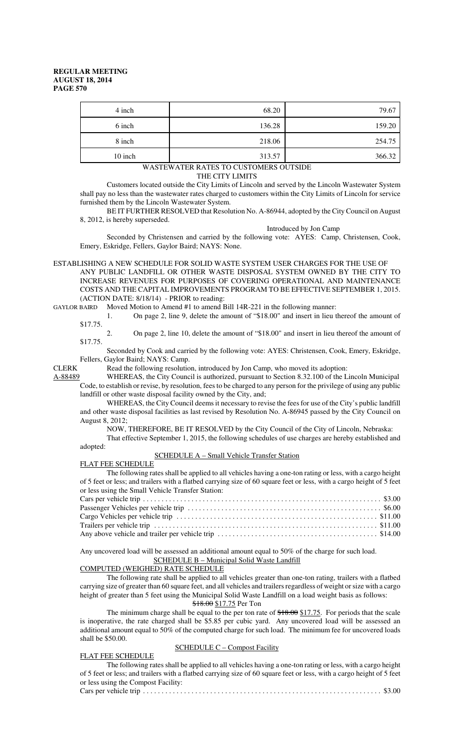| 4 inch | 68.20 | 79.67 |
|---|---|---|
| 6 inch | 136.28 | 159.20 |
| 8 inch | 218.06 | 254.75 |
| 10 inch | 313.57 | 366.32 |

WASTEWATER RATES TO CUSTOMERS OUTSIDE
THE CITY LIMITS

Customers located outside the City Limits of Lincoln and served by the Lincoln Wastewater System shall pay no less than the wastewater rates charged to customers within the City Limits of Lincoln for service furnished them by the Lincoln Wastewater System.

BE IT FURTHER RESOLVED that Resolution No. A-86944, adopted by the City Council on August 8, 2012, is hereby superseded.

Introduced by Jon Camp

Seconded by Christensen and carried by the following vote: AYES: Camp, Christensen, Cook, Emery, Eskridge, Fellers, Gaylor Baird; NAYS: None.

ESTABLISHING A NEW SCHEDULE FOR SOLID WASTE SYSTEM USER CHARGES FOR THE USE OF ANY PUBLIC LANDFILL OR OTHER WASTE DISPOSAL SYSTEM OWNED BY THE CITY TO INCREASE REVENUES FOR PURPOSES OF COVERING OPERATIONAL AND MAINTENANCE COSTS AND THE CAPITAL IMPROVEMENTS PROGRAM TO BE EFFECTIVE SEPTEMBER 1, 2015. (ACTION DATE: 8/18/14) - PRIOR to reading:

GAYLOR BAIRD Moved Motion to Amend #1 to amend Bill 14R-221 in the following manner:

1. On page 2, line 9, delete the amount of "$18.00" and insert in lieu thereof the amount of $17.75.
2. On page 2, line 10, delete the amount of "$18.00" and insert in lieu thereof the amount of $17.75.

Seconded by Cook and carried by the following vote: AYES: Christensen, Cook, Emery, Eskridge, Fellers, Gaylor Baird; NAYS: Camp.

CLERK Read the following resolution, introduced by Jon Camp, who moved its adoption:

A-88489 WHEREAS, the City Council is authorized, pursuant to Section 8.32.100 of the Lincoln Municipal Code, to establish or revise, by resolution, fees to be charged to any person for the privilege of using any public landfill or other waste disposal facility owned by the City, and;

WHEREAS, the City Council deems it necessary to revise the fees for use of the City's public landfill and other waste disposal facilities as last revised by Resolution No. A-86945 passed by the City Council on August 8, 2012;

NOW, THEREFORE, BE IT RESOLVED by the City Council of the City of Lincoln, Nebraska:

That effective September 1, 2015, the following schedules of use charges are hereby established and adopted:

SCHEDULE A – Small Vehicle Transfer Station

FLAT FEE SCHEDULE

The following rates shall be applied to all vehicles having a one-ton rating or less, with a cargo height of 5 feet or less; and trailers with a flatbed carrying size of 60 square feet or less, with a cargo height of 5 feet or less using the Small Vehicle Transfer Station:

Cars per vehicle trip . . . . . . . . . . . . . . . . . . . . . . . . . . . . . . . . . . . . . . . . . . . . . . . . . . . . . . . . . . . . . . . $3.00
Passenger Vehicles per vehicle trip . . . . . . . . . . . . . . . . . . . . . . . . . . . . . . . . . . . . . . . . . . . . . . . . . . . . $6.00
Cargo Vehicles per vehicle trip . . . . . . . . . . . . . . . . . . . . . . . . . . . . . . . . . . . . . . . . . . . . . . . . . . . . . . $11.00
Trailers per vehicle trip . . . . . . . . . . . . . . . . . . . . . . . . . . . . . . . . . . . . . . . . . . . . . . . . . . . . . . . . . . . . $11.00
Any above vehicle and trailer per vehicle trip . . . . . . . . . . . . . . . . . . . . . . . . . . . . . . . . . . . . . . . . . . . $14.00

Any uncovered load will be assessed an additional amount equal to 50% of the charge for such load.

SCHEDULE B – Municipal Solid Waste Landfill

COMPUTED (WEIGHED) RATE SCHEDULE

The following rate shall be applied to all vehicles greater than one-ton rating, trailers with a flatbed carrying size of greater than 60 square feet, and all vehicles and trailers regardless of weight or size with a cargo height of greater than 5 feet using the Municipal Solid Waste Landfill on a load weight basis as follows:

~~$18.00~~ $17.75 Per Ton

The minimum charge shall be equal to the per ton rate of ~~$18.00~~ $17.75. For periods that the scale is inoperative, the rate charged shall be $5.85 per cubic yard. Any uncovered load will be assessed an additional amount equal to 50% of the computed charge for such load. The minimum fee for uncovered loads shall be $50.00.

SCHEDULE C – Compost Facility

FLAT FEE SCHEDULE

The following rates shall be applied to all vehicles having a one-ton rating or less, with a cargo height of 5 feet or less; and trailers with a flatbed carrying size of 60 square feet or less, with a cargo height of 5 feet or less using the Compost Facility:

Cars per vehicle trip . . . . . . . . . . . . . . . . . . . . . . . . . . . . . . . . . . . . . . . . . . . . . . . . . . . . . . . . . . . . . . . $3.00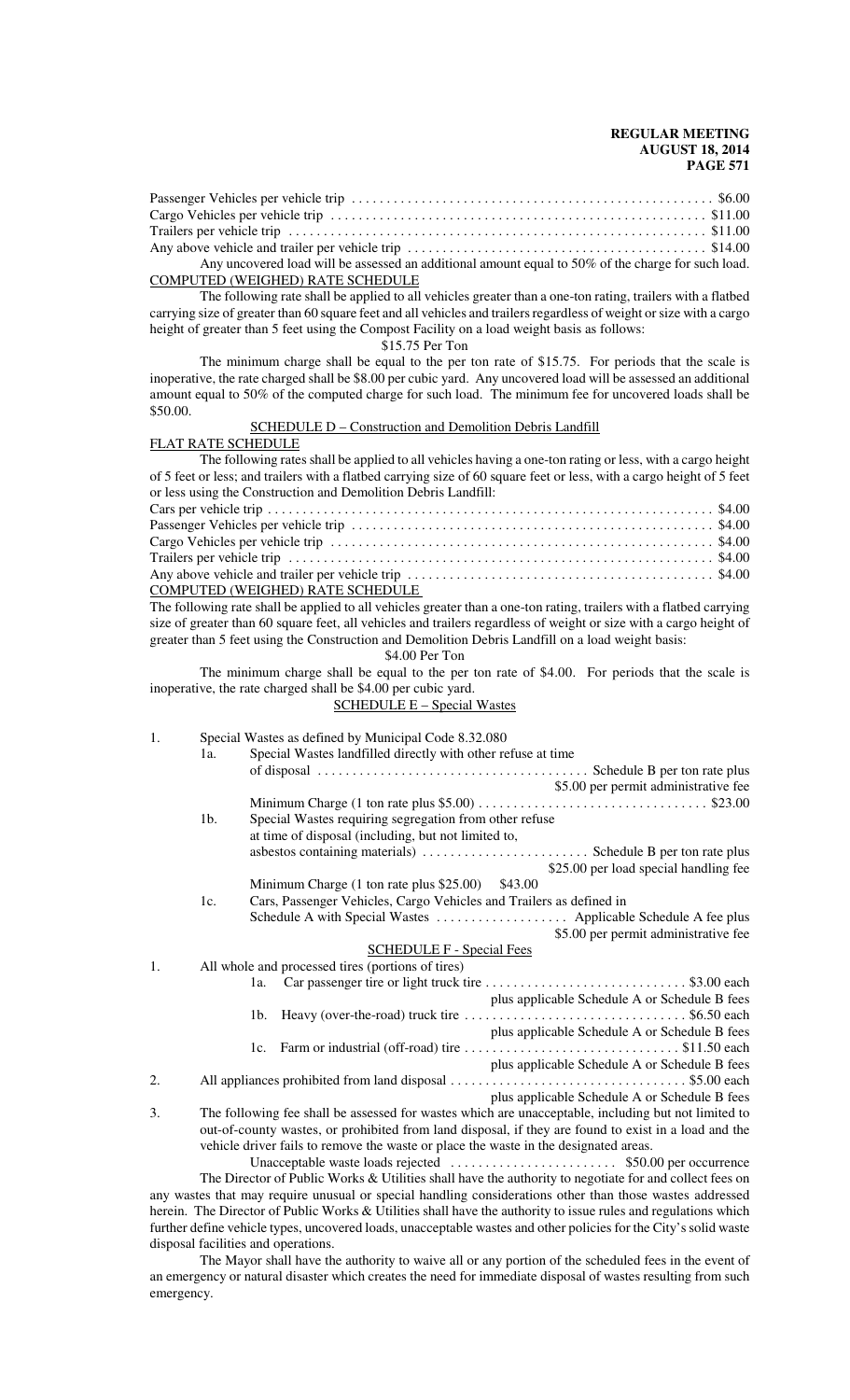Passenger Vehicles per vehicle trip . . . . . . . . . . . . . . . . . . . . . . . . . . . . . . . . . . . . . . . . . . . . . . . . . . . $6.00
Cargo Vehicles per vehicle trip . . . . . . . . . . . . . . . . . . . . . . . . . . . . . . . . . . . . . . . . . . . . . . . . . . . . . . $11.00
Trailers per vehicle trip . . . . . . . . . . . . . . . . . . . . . . . . . . . . . . . . . . . . . . . . . . . . . . . . . . . . . . . . . . . . $11.00
Any above vehicle and trailer per vehicle trip . . . . . . . . . . . . . . . . . . . . . . . . . . . . . . . . . . . . . . . . . . . $14.00

Any uncovered load will be assessed an additional amount equal to 50% of the charge for such load.

COMPUTED (WEIGHED) RATE SCHEDULE

The following rate shall be applied to all vehicles greater than a one-ton rating, trailers with a flatbed carrying size of greater than 60 square feet and all vehicles and trailers regardless of weight or size with a cargo height of greater than 5 feet using the Compost Facility on a load weight basis as follows:

$15.75 Per Ton

The minimum charge shall be equal to the per ton rate of $15.75. For periods that the scale is inoperative, the rate charged shall be $8.00 per cubic yard. Any uncovered load will be assessed an additional amount equal to 50% of the computed charge for such load. The minimum fee for uncovered loads shall be $50.00.

SCHEDULE D – Construction and Demolition Debris Landfill

FLAT RATE SCHEDULE

The following rates shall be applied to all vehicles having a one-ton rating or less, with a cargo height of 5 feet or less; and trailers with a flatbed carrying size of 60 square feet or less, with a cargo height of 5 feet or less using the Construction and Demolition Debris Landfill:

Cars per vehicle trip . . . . . . . . . . . . . . . . . . . . . . . . . . . . . . . . . . . . . . . . . . . . . . . . . . . . . . . . . . . . . . . . $4.00
Passenger Vehicles per vehicle trip . . . . . . . . . . . . . . . . . . . . . . . . . . . . . . . . . . . . . . . . . . . . . . . . . . . $4.00
Cargo Vehicles per vehicle trip . . . . . . . . . . . . . . . . . . . . . . . . . . . . . . . . . . . . . . . . . . . . . . . . . . . . . . $4.00
Trailers per vehicle trip . . . . . . . . . . . . . . . . . . . . . . . . . . . . . . . . . . . . . . . . . . . . . . . . . . . . . . . . . . . . . $4.00
Any above vehicle and trailer per vehicle trip . . . . . . . . . . . . . . . . . . . . . . . . . . . . . . . . . . . . . . . . . . . $4.00

COMPUTED (WEIGHED) RATE SCHEDULE

The following rate shall be applied to all vehicles greater than a one-ton rating, trailers with a flatbed carrying size of greater than 60 square feet, all vehicles and trailers regardless of weight or size with a cargo height of greater than 5 feet using the Construction and Demolition Debris Landfill on a load weight basis:

$4.00 Per Ton

The minimum charge shall be equal to the per ton rate of $4.00. For periods that the scale is inoperative, the rate charged shall be $4.00 per cubic yard.

SCHEDULE E – Special Wastes

1. Special Wastes as defined by Municipal Code 8.32.080
   - 1a. Special Wastes landfilled directly with other refuse at time of disposal . . . . . . . . . . . . . . . . . . . . . . . . . . . . . . . . . . . . . . Schedule B per ton rate plus $5.00 per permit administrative fee
     Minimum Charge (1 ton rate plus $5.00) . . . . . . . . . . . . . . . . . . . . . . . . . . . . . . . . $23.00
   - 1b. Special Wastes requiring segregation from other refuse at time of disposal (including, but not limited to, asbestos containing materials) . . . . . . . . . . . . . . . . . . . . . . . Schedule B per ton rate plus $25.00 per load special handling fee
     Minimum Charge (1 ton rate plus $25.00) $43.00
   - 1c. Cars, Passenger Vehicles, Cargo Vehicles and Trailers as defined in Schedule A with Special Wastes . . . . . . . . . . . . . . . . . . Applicable Schedule A fee plus $5.00 per permit administrative fee

SCHEDULE F - Special Fees

1. All whole and processed tires (portions of tires)
   - 1a. Car passenger tire or light truck tire . . . . . . . . . . . . . . . . . . . . . . . . . . . . $3.00 each plus applicable Schedule A or Schedule B fees
   - 1b. Heavy (over-the-road) truck tire . . . . . . . . . . . . . . . . . . . . . . . . . . . . . . . . $6.50 each plus applicable Schedule A or Schedule B fees
   - 1c. Farm or industrial (off-road) tire . . . . . . . . . . . . . . . . . . . . . . . . . . . . . . . $11.50 each plus applicable Schedule A or Schedule B fees
2. All appliances prohibited from land disposal . . . . . . . . . . . . . . . . . . . . . . . . . . . . . . . . . . $5.00 each plus applicable Schedule A or Schedule B fees
3. The following fee shall be assessed for wastes which are unacceptable, including but not limited to out-of-county wastes, or prohibited from land disposal, if they are found to exist in a load and the vehicle driver fails to remove the waste or place the waste in the designated areas.

   Unacceptable waste loads rejected . . . . . . . . . . . . . . . . . . . . . . . . $50.00 per occurrence

The Director of Public Works & Utilities shall have the authority to negotiate for and collect fees on any wastes that may require unusual or special handling considerations other than those wastes addressed herein. The Director of Public Works & Utilities shall have the authority to issue rules and regulations which further define vehicle types, uncovered loads, unacceptable wastes and other policies for the City's solid waste disposal facilities and operations.

The Mayor shall have the authority to waive all or any portion of the scheduled fees in the event of an emergency or natural disaster which creates the need for immediate disposal of wastes resulting from such emergency.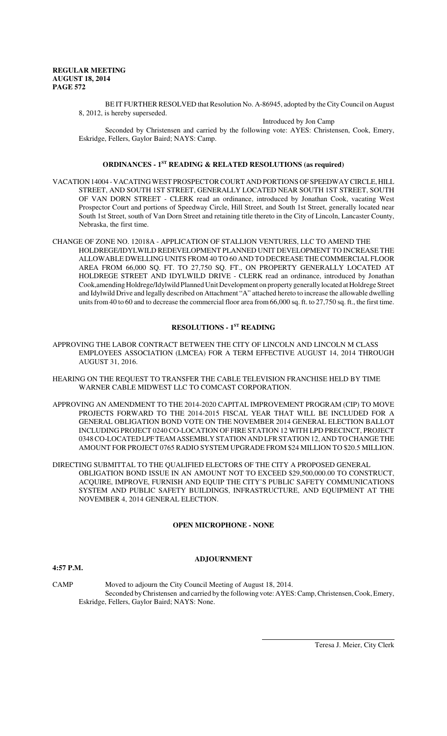BE IT FURTHER RESOLVED that Resolution No. A-86945, adopted by the City Council on August 8, 2012, is hereby superseded.

Introduced by Jon Camp

Seconded by Christensen and carried by the following vote: AYES: Christensen, Cook, Emery, Eskridge, Fellers, Gaylor Baird; NAYS: Camp.

## ORDINANCES - 1ST READING & RELATED RESOLUTIONS (as required)

VACATION 14004 - VACATING WEST PROSPECTOR COURT AND PORTIONS OF SPEEDWAY CIRCLE, HILL STREET, AND SOUTH 1ST STREET, GENERALLY LOCATED NEAR SOUTH 1ST STREET, SOUTH OF VAN DORN STREET - CLERK read an ordinance, introduced by Jonathan Cook, vacating West Prospector Court and portions of Speedway Circle, Hill Street, and South 1st Street, generally located near South 1st Street, south of Van Dorn Street and retaining title thereto in the City of Lincoln, Lancaster County, Nebraska, the first time.

CHANGE OF ZONE NO. 12018A - APPLICATION OF STALLION VENTURES, LLC TO AMEND THE HOLDREGE/IDYLWILD REDEVELOPMENT PLANNED UNIT DEVELOPMENT TO INCREASE THE ALLOWABLE DWELLING UNITS FROM 40 TO 60 AND TO DECREASE THE COMMERCIAL FLOOR AREA FROM 66,000 SQ. FT. TO 27,750 SQ. FT., ON PROPERTY GENERALLY LOCATED AT HOLDREGE STREET AND IDYLWILD DRIVE - CLERK read an ordinance, introduced by Jonathan Cook, amending Holdrege/Idylwild Planned Unit Development on property generally located at Holdrege Street and Idylwild Drive and legally described on Attachment "A" attached hereto to increase the allowable dwelling units from 40 to 60 and to decrease the commercial floor area from 66,000 sq. ft. to 27,750 sq. ft., the first time.

## RESOLUTIONS - 1ST READING

APPROVING THE LABOR CONTRACT BETWEEN THE CITY OF LINCOLN AND LINCOLN M CLASS EMPLOYEES ASSOCIATION (LMCEA) FOR A TERM EFFECTIVE AUGUST 14, 2014 THROUGH AUGUST 31, 2016.

HEARING ON THE REQUEST TO TRANSFER THE CABLE TELEVISION FRANCHISE HELD BY TIME WARNER CABLE MIDWEST LLC TO COMCAST CORPORATION.

APPROVING AN AMENDMENT TO THE 2014-2020 CAPITAL IMPROVEMENT PROGRAM (CIP) TO MOVE PROJECTS FORWARD TO THE 2014-2015 FISCAL YEAR THAT WILL BE INCLUDED FOR A GENERAL OBLIGATION BOND VOTE ON THE NOVEMBER 2014 GENERAL ELECTION BALLOT INCLUDING PROJECT 0240 CO-LOCATION OF FIRE STATION 12 WITH LPD PRECINCT, PROJECT 0348 CO-LOCATED LPF TEAM ASSEMBLY STATION AND LFR STATION 12, AND TO CHANGE THE AMOUNT FOR PROJECT 0765 RADIO SYSTEM UPGRADE FROM $24 MILLION TO $20.5 MILLION.

DIRECTING SUBMITTAL TO THE QUALIFIED ELECTORS OF THE CITY A PROPOSED GENERAL OBLIGATION BOND ISSUE IN AN AMOUNT NOT TO EXCEED $29,500,000.00 TO CONSTRUCT, ACQUIRE, IMPROVE, FURNISH AND EQUIP THE CITY'S PUBLIC SAFETY COMMUNICATIONS SYSTEM AND PUBLIC SAFETY BUILDINGS, INFRASTRUCTURE, AND EQUIPMENT AT THE NOVEMBER 4, 2014 GENERAL ELECTION.

## OPEN MICROPHONE - NONE

## ADJOURNMENT

**4:57 P.M.**

CAMP Moved to adjourn the City Council Meeting of August 18, 2014.

Seconded by Christensen and carried by the following vote: AYES: Camp, Christensen, Cook, Emery, Eskridge, Fellers, Gaylor Baird; NAYS: None.

Teresa J. Meier, City Clerk